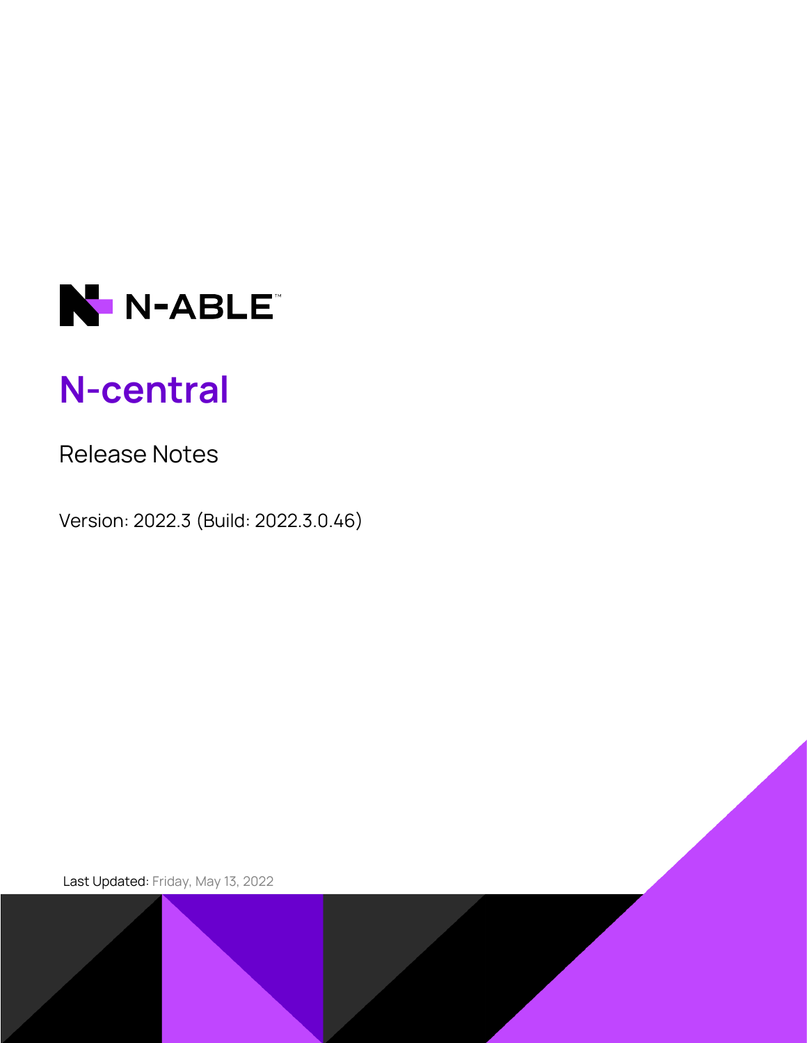N-ABLE™

# N-central

Release Notes

Version: 2022.3 (Build: 2022.3.0.46)

Last Updated: Friday, May 13, 2022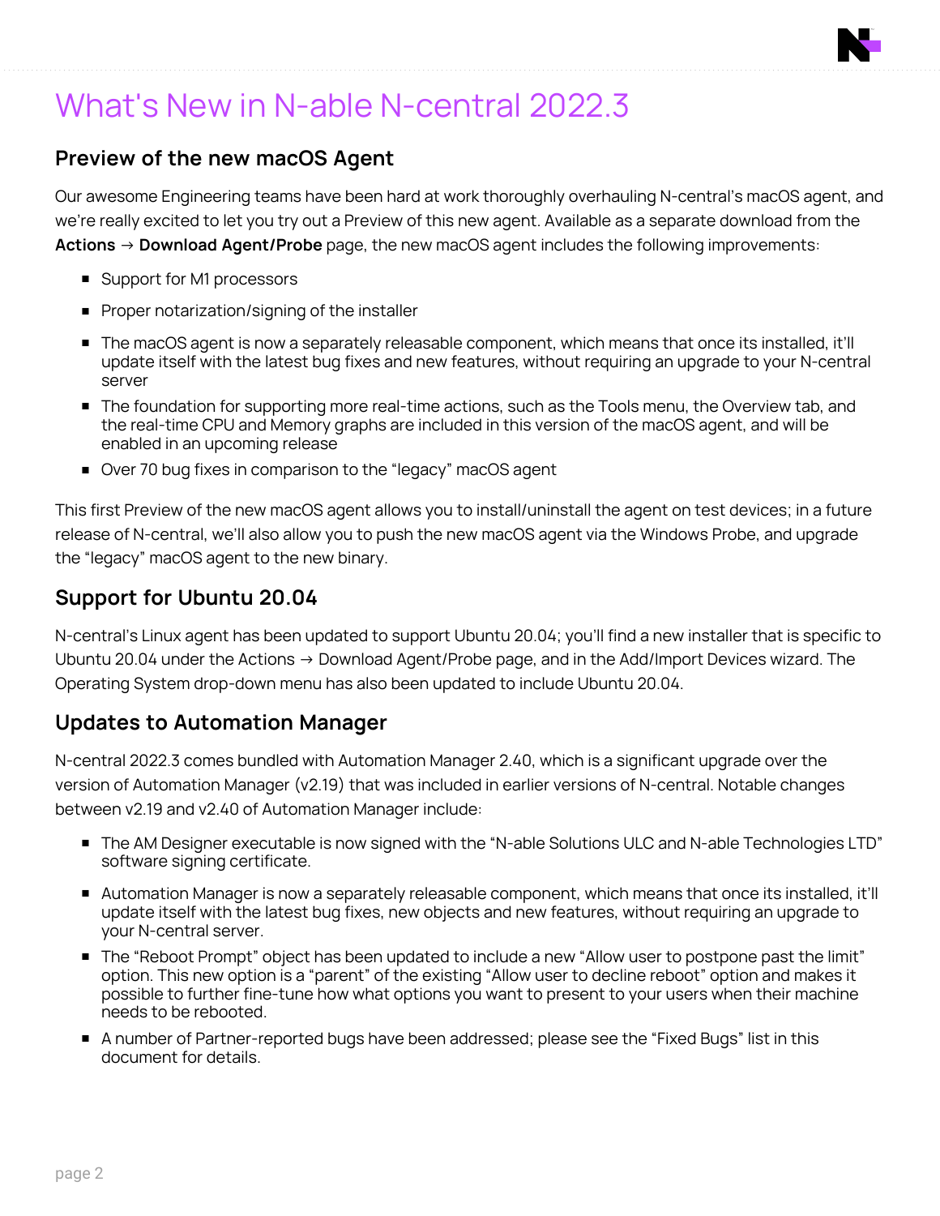# What's New in N-able N-central 2022.3

## Preview of the new macOS Agent

Our awesome Engineering teams have been hard at work thoroughly overhauling N-central's macOS agent, and we're really excited to let you try out a Preview of this new agent. Available as a separate download from the **Actions** → **Download Agent/Probe** page, the new macOS agent includes the following improvements:

- Support for M1 processors
- Proper notarization/signing of the installer
- The macOS agent is now a separately releasable component, which means that once its installed, it'll update itself with the latest bug fixes and new features, without requiring an upgrade to your N-central server
- The foundation for supporting more real-time actions, such as the Tools menu, the Overview tab, and the real-time CPU and Memory graphs are included in this version of the macOS agent, and will be enabled in an upcoming release
- Over 70 bug fixes in comparison to the "legacy" macOS agent

This first Preview of the new macOS agent allows you to install/uninstall the agent on test devices; in a future release of N-central, we'll also allow you to push the new macOS agent via the Windows Probe, and upgrade the "legacy" macOS agent to the new binary.

## Support for Ubuntu 20.04

N-central's Linux agent has been updated to support Ubuntu 20.04; you'll find a new installer that is specific to Ubuntu 20.04 under the Actions → Download Agent/Probe page, and in the Add/Import Devices wizard. The Operating System drop-down menu has also been updated to include Ubuntu 20.04.

## Updates to Automation Manager

N-central 2022.3 comes bundled with Automation Manager 2.40, which is a significant upgrade over the version of Automation Manager (v2.19) that was included in earlier versions of N-central. Notable changes between v2.19 and v2.40 of Automation Manager include:

- The AM Designer executable is now signed with the "N-able Solutions ULC and N-able Technologies LTD" software signing certificate.
- Automation Manager is now a separately releasable component, which means that once its installed, it'll update itself with the latest bug fixes, new objects and new features, without requiring an upgrade to your N-central server.
- The "Reboot Prompt" object has been updated to include a new "Allow user to postpone past the limit" option. This new option is a "parent" of the existing "Allow user to decline reboot" option and makes it possible to further fine-tune how what options you want to present to your users when their machine needs to be rebooted.
- A number of Partner-reported bugs have been addressed; please see the "Fixed Bugs" list in this document for details.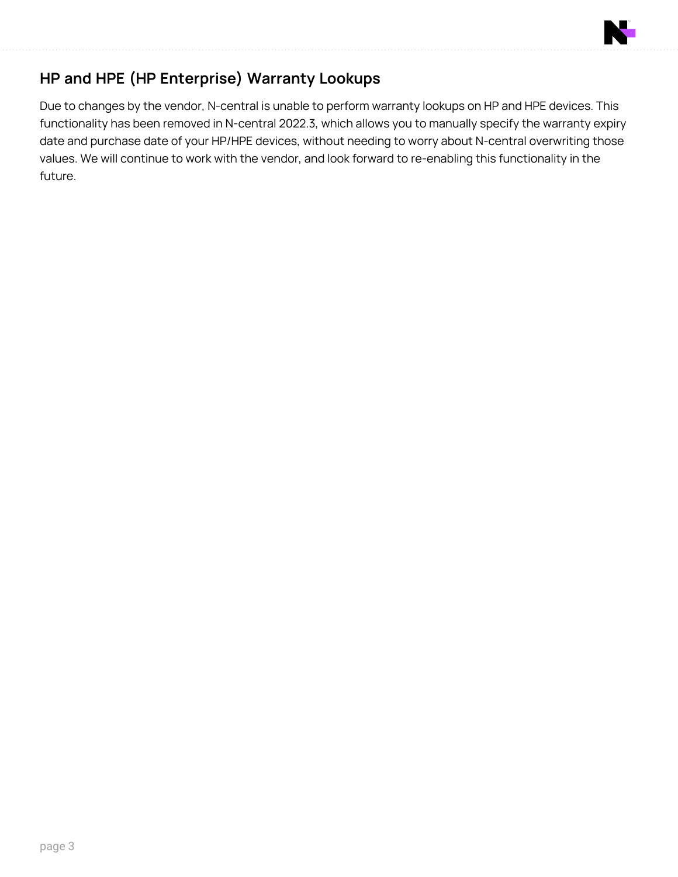## HP and HPE (HP Enterprise) Warranty Lookups

Due to changes by the vendor, N-central is unable to perform warranty lookups on HP and HPE devices. This functionality has been removed in N-central 2022.3, which allows you to manually specify the warranty expiry date and purchase date of your HP/HPE devices, without needing to worry about N-central overwriting those values. We will continue to work with the vendor, and look forward to re-enabling this functionality in the future.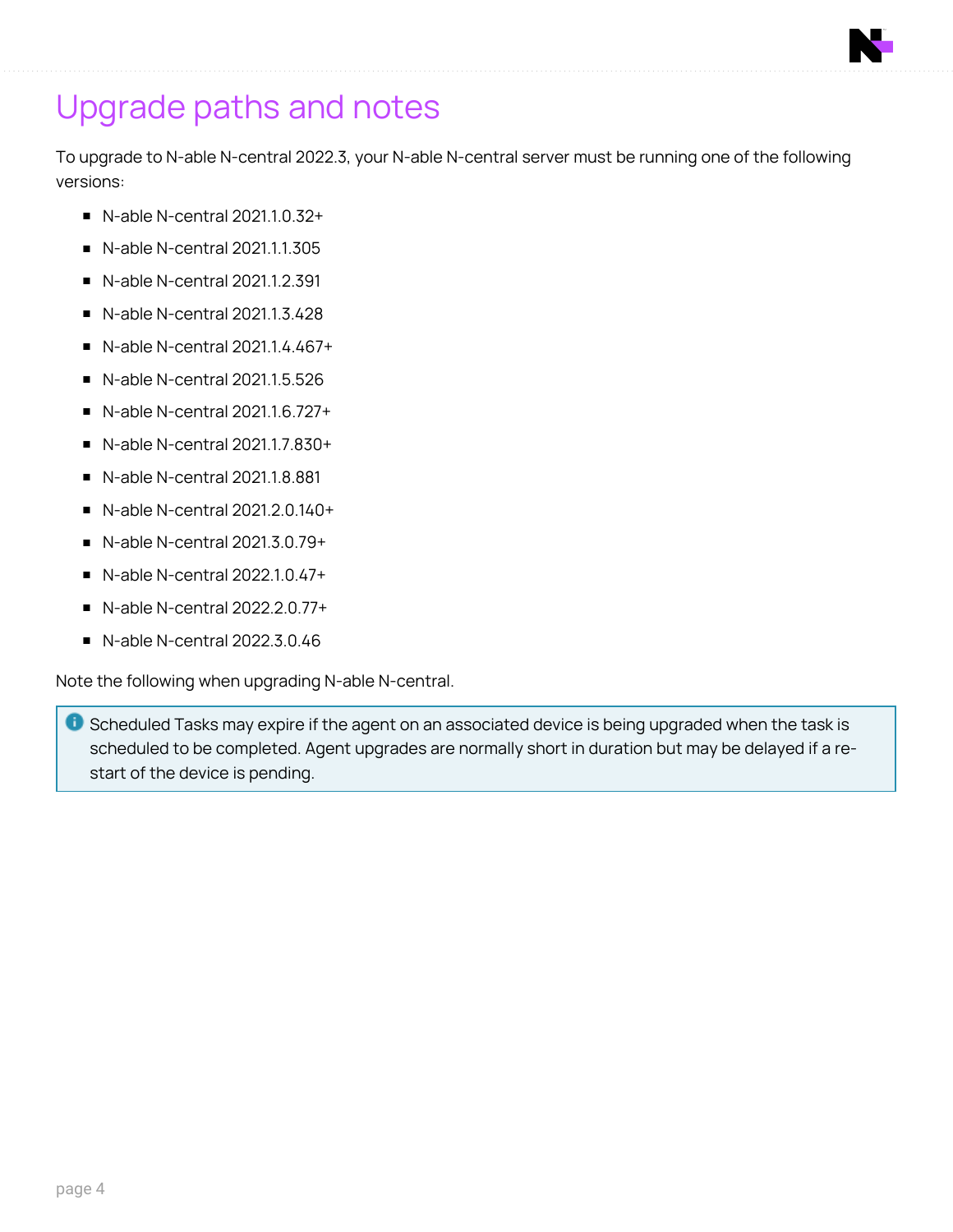# Upgrade paths and notes

To upgrade to N-able N-central 2022.3, your N-able N-central server must be running one of the following versions:

- N-able N-central 2021.1.0.32+
- N-able N-central 2021.1.1.305
- N-able N-central 2021.1.2.391
- N-able N-central 2021.1.3.428
- N-able N-central 2021.1.4.467+
- N-able N-central 2021.1.5.526
- N-able N-central 2021.1.6.727+
- N-able N-central 2021.1.7.830+
- N-able N-central 2021.1.8.881
- N-able N-central 2021.2.0.140+
- N-able N-central 2021.3.0.79+
- N-able N-central 2022.1.0.47+
- N-able N-central 2022.2.0.77+
- N-able N-central 2022.3.0.46

Note the following when upgrading N-able N-central.

> Scheduled Tasks may expire if the agent on an associated device is being upgraded when the task is scheduled to be completed. Agent upgrades are normally short in duration but may be delayed if a re-start of the device is pending.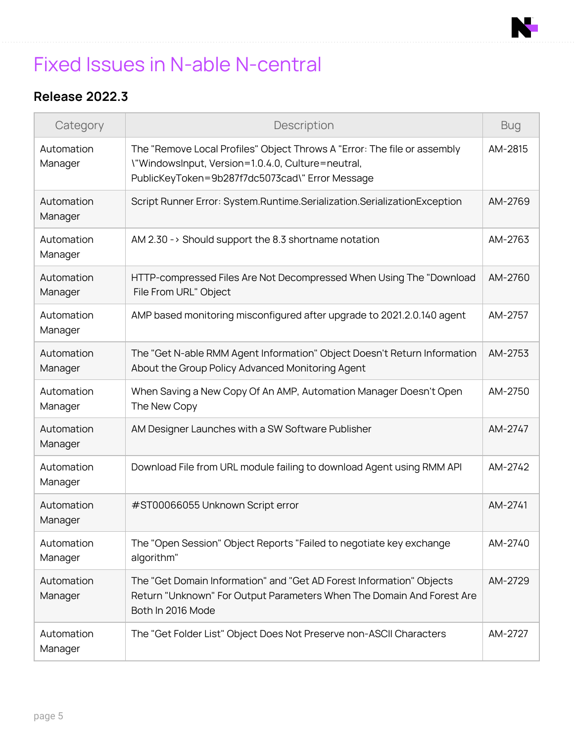# Fixed Issues in N-able N-central

## Release 2022.3

| Category | Description | Bug |
|---|---|---|
| Automation Manager | The "Remove Local Profiles" Object Throws A "Error: The file or assembly \"WindowsInput, Version=1.0.4.0, Culture=neutral, PublicKeyToken=9b287f7dc5073cad\" Error Message | AM-2815 |
| Automation Manager | Script Runner Error: System.Runtime.Serialization.SerializationException | AM-2769 |
| Automation Manager | AM 2.30 -> Should support the 8.3 shortname notation | AM-2763 |
| Automation Manager | HTTP-compressed Files Are Not Decompressed When Using The "Download File From URL" Object | AM-2760 |
| Automation Manager | AMP based monitoring misconfigured after upgrade to 2021.2.0.140 agent | AM-2757 |
| Automation Manager | The "Get N-able RMM Agent Information" Object Doesn't Return Information About the Group Policy Advanced Monitoring Agent | AM-2753 |
| Automation Manager | When Saving a New Copy Of An AMP, Automation Manager Doesn't Open The New Copy | AM-2750 |
| Automation Manager | AM Designer Launches with a SW Software Publisher | AM-2747 |
| Automation Manager | Download File from URL module failing to download Agent using RMM API | AM-2742 |
| Automation Manager | #ST00066055 Unknown Script error | AM-2741 |
| Automation Manager | The "Open Session" Object Reports "Failed to negotiate key exchange algorithm" | AM-2740 |
| Automation Manager | The "Get Domain Information" and "Get AD Forest Information" Objects Return "Unknown" For Output Parameters When The Domain And Forest Are Both In 2016 Mode | AM-2729 |
| Automation Manager | The "Get Folder List" Object Does Not Preserve non-ASCII Characters | AM-2727 |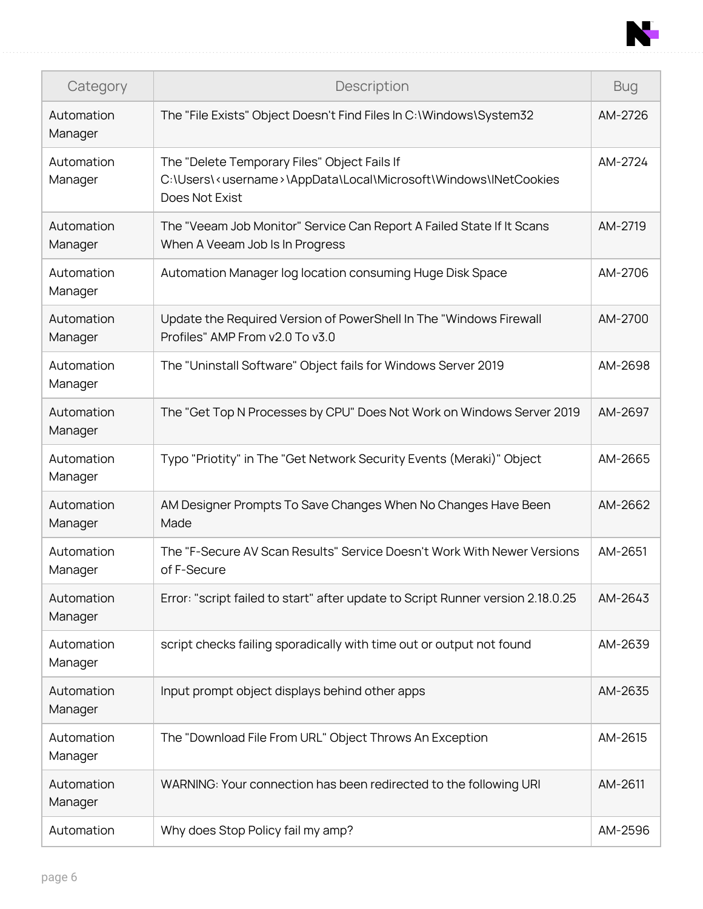| Category | Description | Bug |
| --- | --- | --- |
| Automation Manager | The "File Exists" Object Doesn't Find Files In C:\Windows\System32 | AM-2726 |
| Automation Manager | The "Delete Temporary Files" Object Fails If C:\Users\<username>\AppData\Local\Microsoft\Windows\INetCookies Does Not Exist | AM-2724 |
| Automation Manager | The "Veeam Job Monitor" Service Can Report A Failed State If It Scans When A Veeam Job Is In Progress | AM-2719 |
| Automation Manager | Automation Manager log location consuming Huge Disk Space | AM-2706 |
| Automation Manager | Update the Required Version of PowerShell In The "Windows Firewall Profiles" AMP From v2.0 To v3.0 | AM-2700 |
| Automation Manager | The "Uninstall Software" Object fails for Windows Server 2019 | AM-2698 |
| Automation Manager | The "Get Top N Processes by CPU" Does Not Work on Windows Server 2019 | AM-2697 |
| Automation Manager | Typo "Priotity" in The "Get Network Security Events (Meraki)" Object | AM-2665 |
| Automation Manager | AM Designer Prompts To Save Changes When No Changes Have Been Made | AM-2662 |
| Automation Manager | The "F-Secure AV Scan Results" Service Doesn't Work With Newer Versions of F-Secure | AM-2651 |
| Automation Manager | Error: "script failed to start" after update to Script Runner version 2.18.0.25 | AM-2643 |
| Automation Manager | script checks failing sporadically with time out or output not found | AM-2639 |
| Automation Manager | Input prompt object displays behind other apps | AM-2635 |
| Automation Manager | The "Download File From URL" Object Throws An Exception | AM-2615 |
| Automation Manager | WARNING: Your connection has been redirected to the following URI | AM-2611 |
| Automation | Why does Stop Policy fail my amp? | AM-2596 |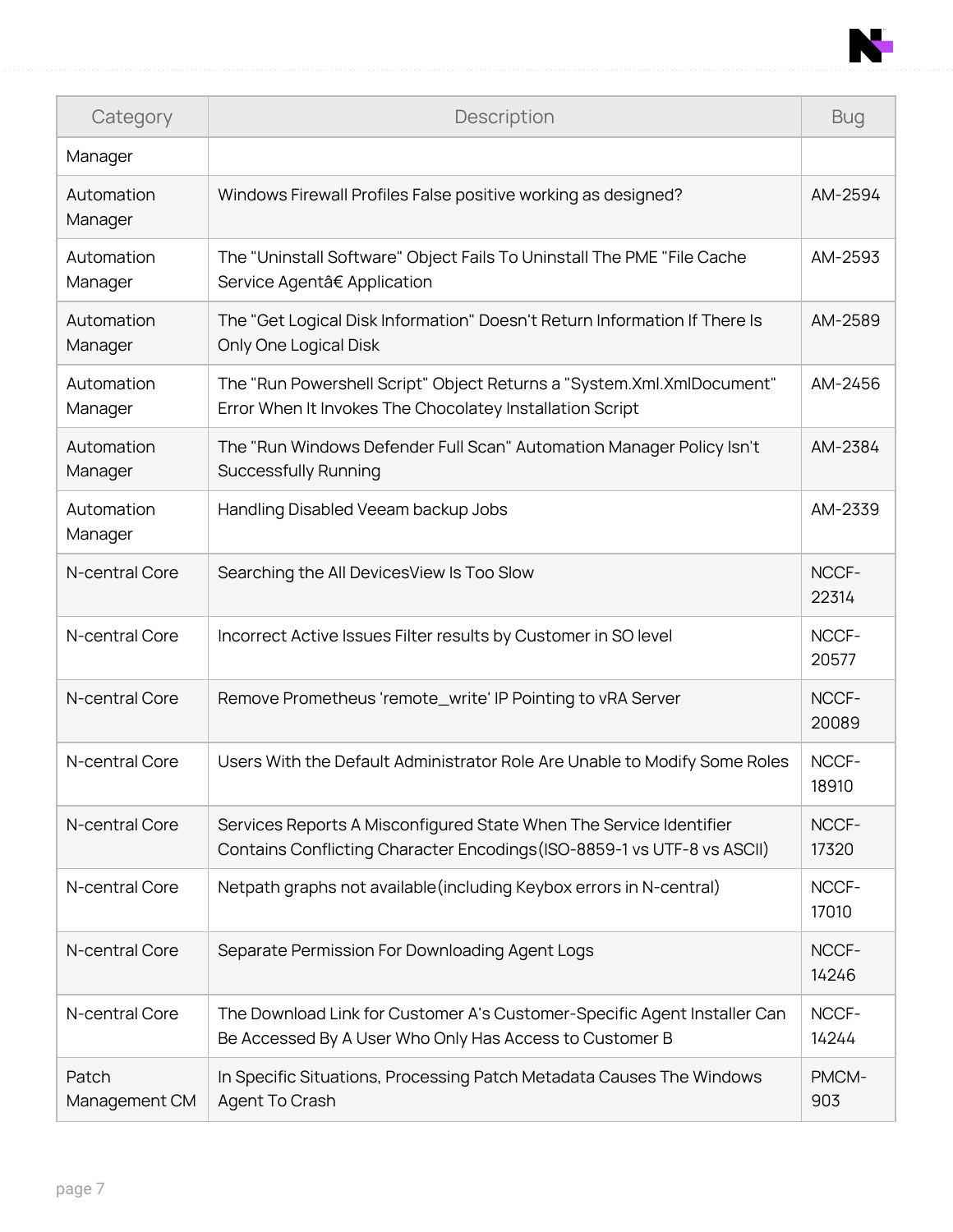| Category | Description | Bug |
| --- | --- | --- |
| Manager | | |
| Automation Manager | Windows Firewall Profiles False positive working as designed? | AM-2594 |
| Automation Manager | The "Uninstall Software" Object Fails To Uninstall The PME "File Cache Service Agentâ€ Application | AM-2593 |
| Automation Manager | The "Get Logical Disk Information" Doesn't Return Information If There Is Only One Logical Disk | AM-2589 |
| Automation Manager | The "Run Powershell Script" Object Returns a "System.Xml.XmlDocument" Error When It Invokes The Chocolatey Installation Script | AM-2456 |
| Automation Manager | The "Run Windows Defender Full Scan" Automation Manager Policy Isn't Successfully Running | AM-2384 |
| Automation Manager | Handling Disabled Veeam backup Jobs | AM-2339 |
| N-central Core | Searching the All DevicesView Is Too Slow | NCCF-22314 |
| N-central Core | Incorrect Active Issues Filter results by Customer in SO level | NCCF-20577 |
| N-central Core | Remove Prometheus 'remote_write' IP Pointing to vRA Server | NCCF-20089 |
| N-central Core | Users With the Default Administrator Role Are Unable to Modify Some Roles | NCCF-18910 |
| N-central Core | Services Reports A Misconfigured State When The Service Identifier Contains Conflicting Character Encodings(ISO-8859-1 vs UTF-8 vs ASCII) | NCCF-17320 |
| N-central Core | Netpath graphs not available(including Keybox errors in N-central) | NCCF-17010 |
| N-central Core | Separate Permission For Downloading Agent Logs | NCCF-14246 |
| N-central Core | The Download Link for Customer A's Customer-Specific Agent Installer Can Be Accessed By A User Who Only Has Access to Customer B | NCCF-14244 |
| Patch Management CM | In Specific Situations, Processing Patch Metadata Causes The Windows Agent To Crash | PMCM-903 |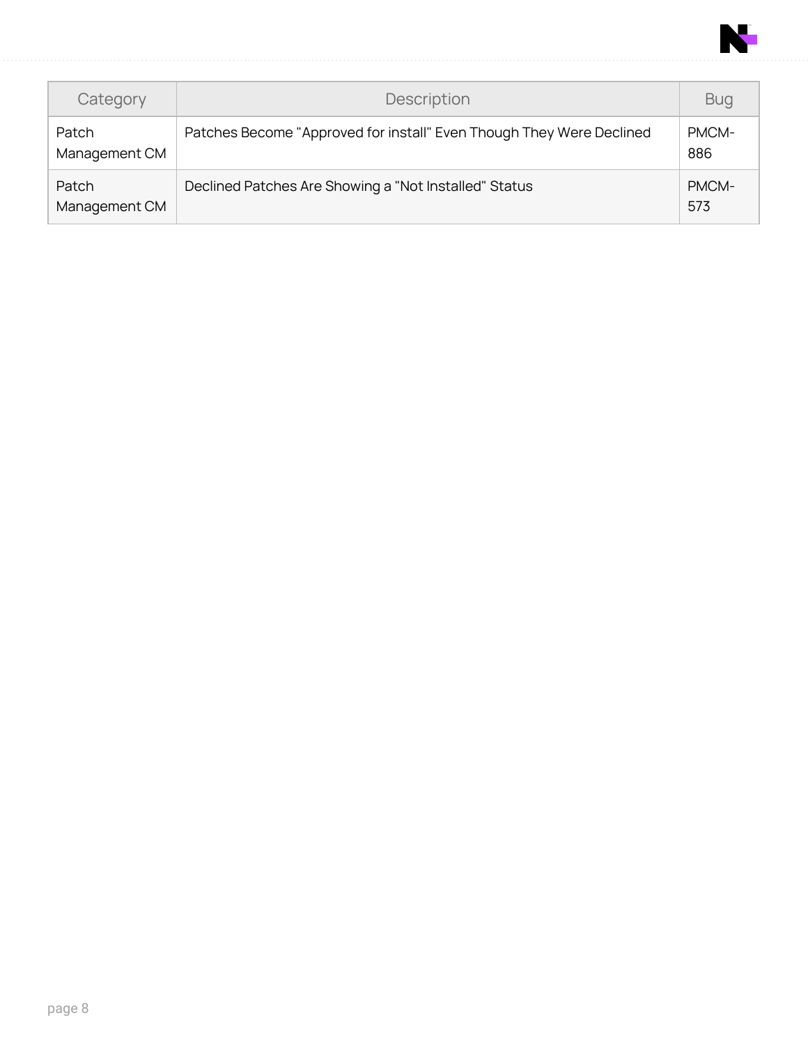| Category | Description | Bug |
| --- | --- | --- |
| Patch Management CM | Patches Become "Approved for install" Even Though They Were Declined | PMCM-886 |
| Patch Management CM | Declined Patches Are Showing a "Not Installed" Status | PMCM-573 |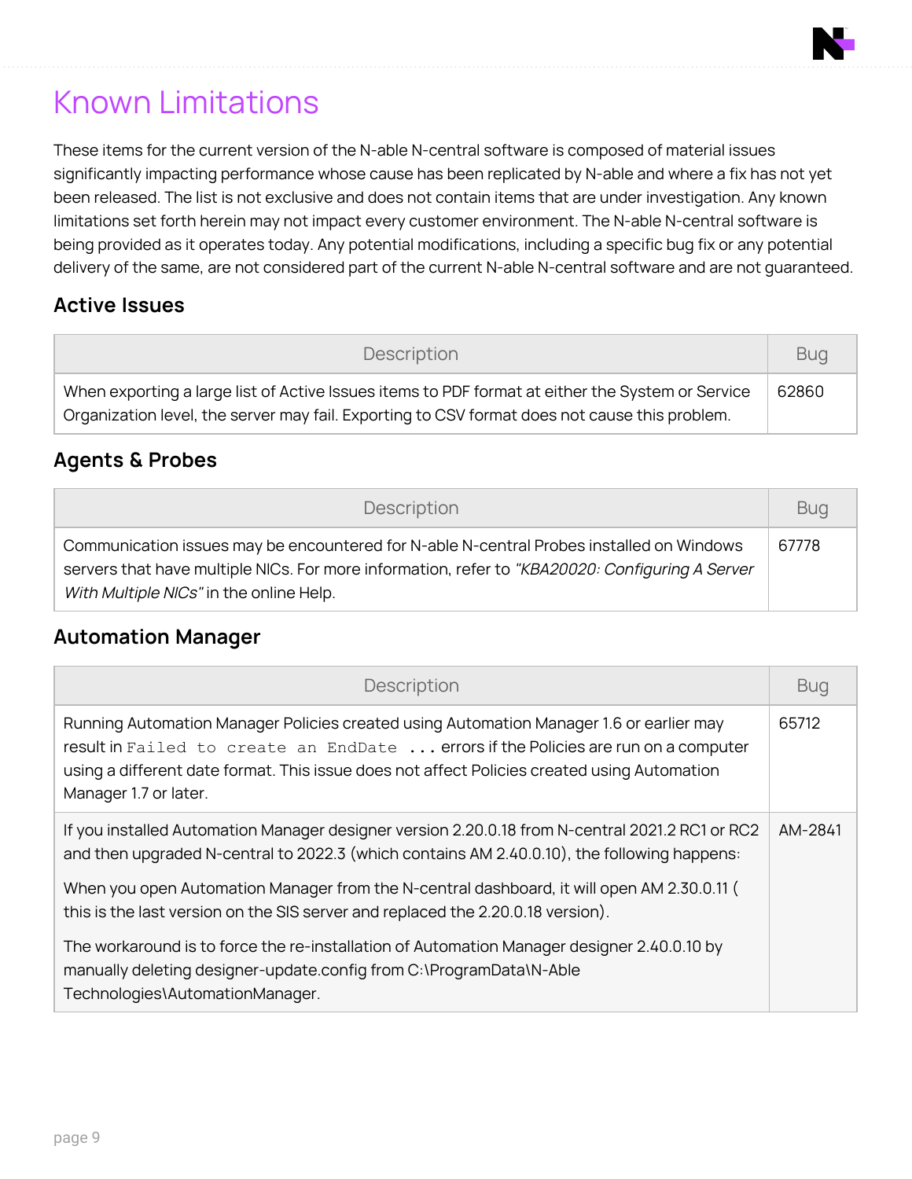# Known Limitations

These items for the current version of the N-able N-central software is composed of material issues significantly impacting performance whose cause has been replicated by N-able and where a fix has not yet been released. The list is not exclusive and does not contain items that are under investigation. Any known limitations set forth herein may not impact every customer environment. The N-able N-central software is being provided as it operates today. Any potential modifications, including a specific bug fix or any potential delivery of the same, are not considered part of the current N-able N-central software and are not guaranteed.

## Active Issues

| Description | Bug |
| --- | --- |
| When exporting a large list of Active Issues items to PDF format at either the System or Service Organization level, the server may fail. Exporting to CSV format does not cause this problem. | 62860 |

## Agents & Probes

| Description | Bug |
| --- | --- |
| Communication issues may be encountered for N-able N-central Probes installed on Windows servers that have multiple NICs. For more information, refer to *"KBA20020: Configuring A Server With Multiple NICs"* in the online Help. | 67778 |

## Automation Manager

| Description | Bug |
| --- | --- |
| Running Automation Manager Policies created using Automation Manager 1.6 or earlier may result in `Failed to create an EndDate ...` errors if the Policies are run on a computer using a different date format. This issue does not affect Policies created using Automation Manager 1.7 or later. | 65712 |
| If you installed Automation Manager designer version 2.20.0.18 from N-central 2021.2 RC1 or RC2 and then upgraded N-central to 2022.3 (which contains AM 2.40.0.10), the following happens:<br><br>When you open Automation Manager from the N-central dashboard, it will open AM 2.30.0.11 ( this is the last version on the SIS server and replaced the 2.20.0.18 version).<br><br>The workaround is to force the re-installation of Automation Manager designer 2.40.0.10 by manually deleting designer-update.config from C:\ProgramData\N-Able Technologies\AutomationManager. | AM-2841 |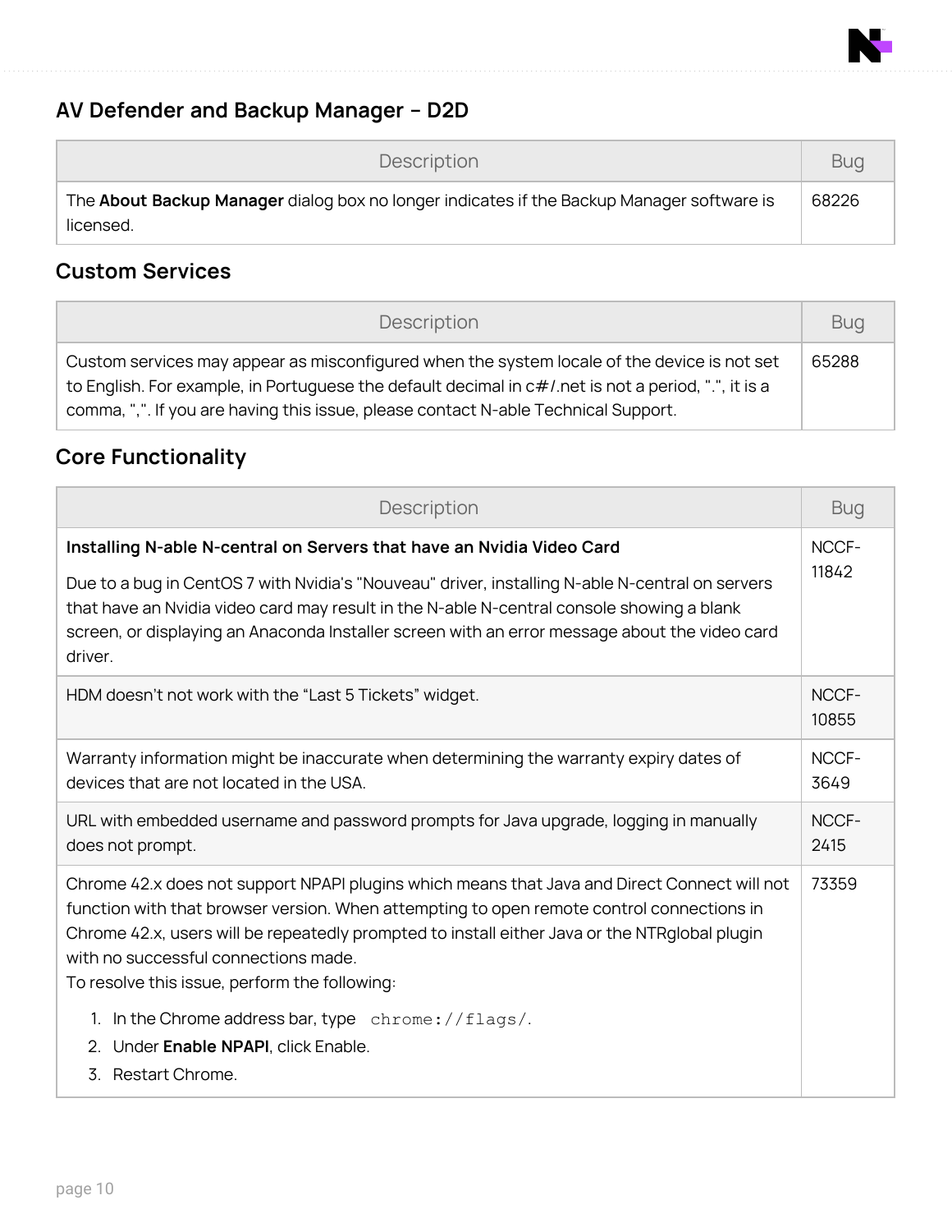## AV Defender and Backup Manager – D2D

| Description | Bug |
| --- | --- |
| The **About Backup Manager** dialog box no longer indicates if the Backup Manager software is licensed. | 68226 |

## Custom Services

| Description | Bug |
| --- | --- |
| Custom services may appear as misconfigured when the system locale of the device is not set to English. For example, in Portuguese the default decimal in c#/.net is not a period, ".", it is a comma, ",". If you are having this issue, please contact N-able Technical Support. | 65288 |

## Core Functionality

| Description | Bug |
| --- | --- |
| **Installing N-able N-central on Servers that have an Nvidia Video Card**<br><br>Due to a bug in CentOS 7 with Nvidia's "Nouveau" driver, installing N-able N-central on servers that have an Nvidia video card may result in the N-able N-central console showing a blank screen, or displaying an Anaconda Installer screen with an error message about the video card driver. | NCCF-11842 |
| HDM doesn't not work with the "Last 5 Tickets" widget. | NCCF-10855 |
| Warranty information might be inaccurate when determining the warranty expiry dates of devices that are not located in the USA. | NCCF-3649 |
| URL with embedded username and password prompts for Java upgrade, logging in manually does not prompt. | NCCF-2415 |
| Chrome 42.x does not support NPAPI plugins which means that Java and Direct Connect will not function with that browser version. When attempting to open remote control connections in Chrome 42.x, users will be repeatedly prompted to install either Java or the NTRglobal plugin with no successful connections made.<br>To resolve this issue, perform the following:<br><br>1. In the Chrome address bar, type `chrome://flags/`.<br>2. Under **Enable NPAPI**, click Enable.<br>3. Restart Chrome. | 73359 |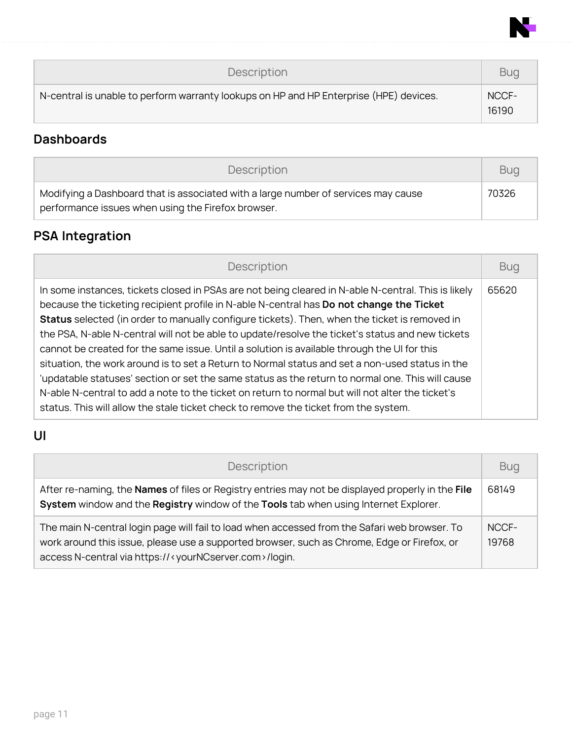| Description | Bug |
| --- | --- |
| N-central is unable to perform warranty lookups on HP and HP Enterprise (HPE) devices. | NCCF-16190 |

## Dashboards

| Description | Bug |
| --- | --- |
| Modifying a Dashboard that is associated with a large number of services may cause performance issues when using the Firefox browser. | 70326 |

## PSA Integration

| Description | Bug |
| --- | --- |
| In some instances, tickets closed in PSAs are not being cleared in N-able N-central. This is likely because the ticketing recipient profile in N-able N-central has **Do not change the Ticket Status** selected (in order to manually configure tickets). Then, when the ticket is removed in the PSA, N-able N-central will not be able to update/resolve the ticket's status and new tickets cannot be created for the same issue. Until a solution is available through the UI for this situation, the work around is to set a Return to Normal status and set a non-used status in the 'updatable statuses' section or set the same status as the return to normal one. This will cause N-able N-central to add a note to the ticket on return to normal but will not alter the ticket's status. This will allow the stale ticket check to remove the ticket from the system. | 65620 |

## UI

| Description | Bug |
| --- | --- |
| After re-naming, the **Names** of files or Registry entries may not be displayed properly in the **File System** window and the **Registry** window of the **Tools** tab when using Internet Explorer. | 68149 |
| The main N-central login page will fail to load when accessed from the Safari web browser. To work around this issue, please use a supported browser, such as Chrome, Edge or Firefox, or access N-central via https://<yourNCserver.com>/login. | NCCF-19768 |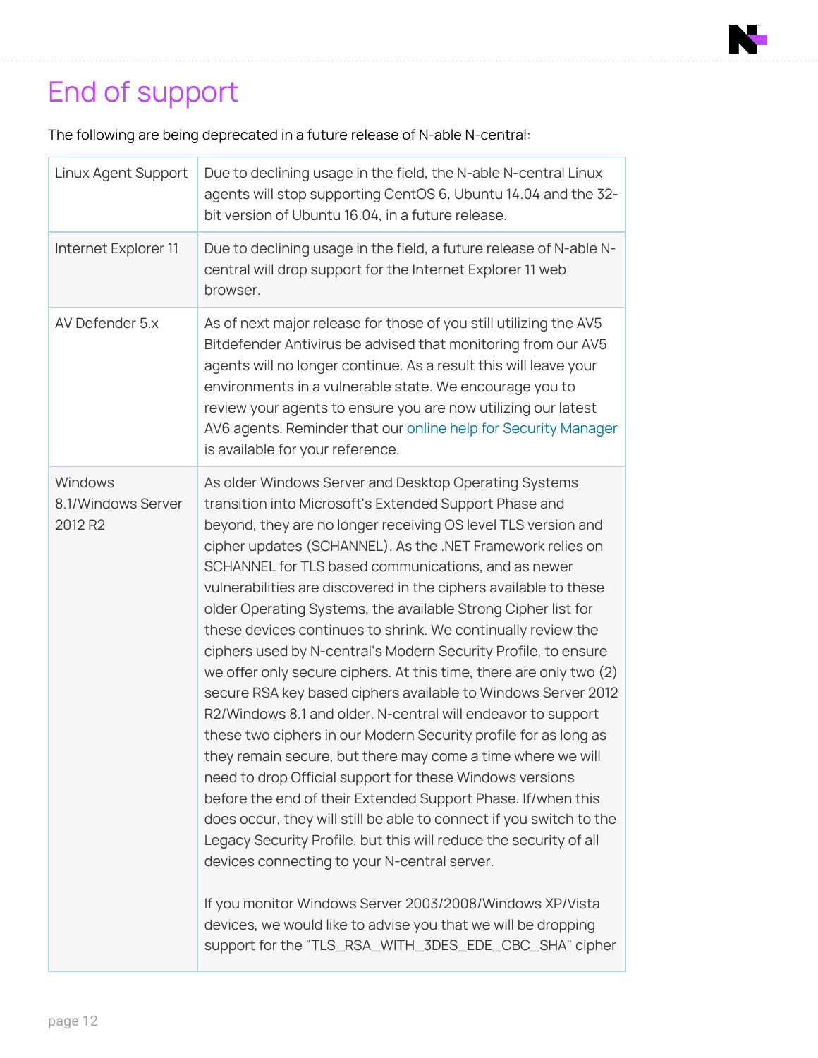# End of support

The following are being deprecated in a future release of N-able N-central:

| | |
|---|---|
| Linux Agent Support | Due to declining usage in the field, the N-able N-central Linux agents will stop supporting CentOS 6, Ubuntu 14.04 and the 32-bit version of Ubuntu 16.04, in a future release. |
| Internet Explorer 11 | Due to declining usage in the field, a future release of N-able N-central will drop support for the Internet Explorer 11 web browser. |
| AV Defender 5.x | As of next major release for those of you still utilizing the AV5 Bitdefender Antivirus be advised that monitoring from our AV5 agents will no longer continue. As a result this will leave your environments in a vulnerable state. We encourage you to review your agents to ensure you are now utilizing our latest AV6 agents. Reminder that our online help for Security Manager is available for your reference. |
| Windows 8.1/Windows Server 2012 R2 | As older Windows Server and Desktop Operating Systems transition into Microsoft's Extended Support Phase and beyond, they are no longer receiving OS level TLS version and cipher updates (SCHANNEL). As the .NET Framework relies on SCHANNEL for TLS based communications, and as newer vulnerabilities are discovered in the ciphers available to these older Operating Systems, the available Strong Cipher list for these devices continues to shrink. We continually review the ciphers used by N-central's Modern Security Profile, to ensure we offer only secure ciphers. At this time, there are only two (2) secure RSA key based ciphers available to Windows Server 2012 R2/Windows 8.1 and older. N-central will endeavor to support these two ciphers in our Modern Security profile for as long as they remain secure, but there may come a time where we will need to drop Official support for these Windows versions before the end of their Extended Support Phase. If/when this does occur, they will still be able to connect if you switch to the Legacy Security Profile, but this will reduce the security of all devices connecting to your N-central server.<br><br>If you monitor Windows Server 2003/2008/Windows XP/Vista devices, we would like to advise you that we will be dropping support for the "TLS_RSA_WITH_3DES_EDE_CBC_SHA" cipher |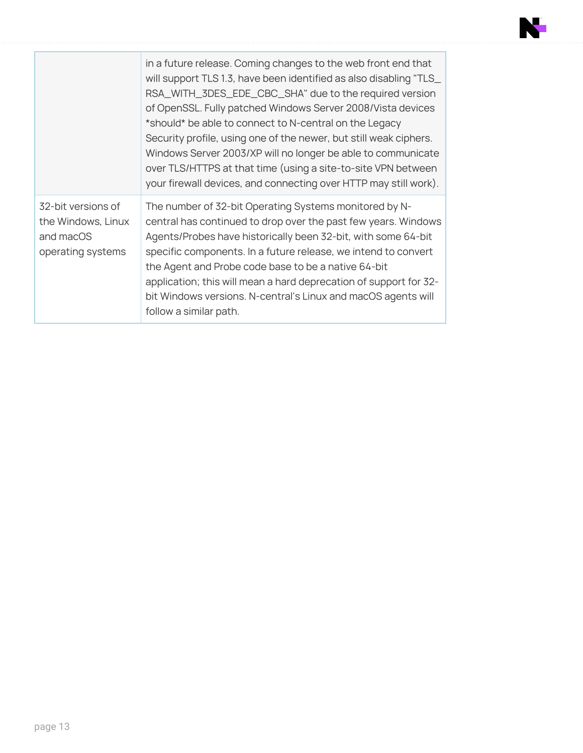| | |
|---|---|
| | in a future release. Coming changes to the web front end that will support TLS 1.3, have been identified as also disabling "TLS_RSA_WITH_3DES_EDE_CBC_SHA" due to the required version of OpenSSL. Fully patched Windows Server 2008/Vista devices *should* be able to connect to N-central on the Legacy Security profile, using one of the newer, but still weak ciphers. Windows Server 2003/XP will no longer be able to communicate over TLS/HTTPS at that time (using a site-to-site VPN between your firewall devices, and connecting over HTTP may still work). |
| 32-bit versions of the Windows, Linux and macOS operating systems | The number of 32-bit Operating Systems monitored by N-central has continued to drop over the past few years. Windows Agents/Probes have historically been 32-bit, with some 64-bit specific components. In a future release, we intend to convert the Agent and Probe code base to be a native 64-bit application; this will mean a hard deprecation of support for 32-bit Windows versions. N-central's Linux and macOS agents will follow a similar path. |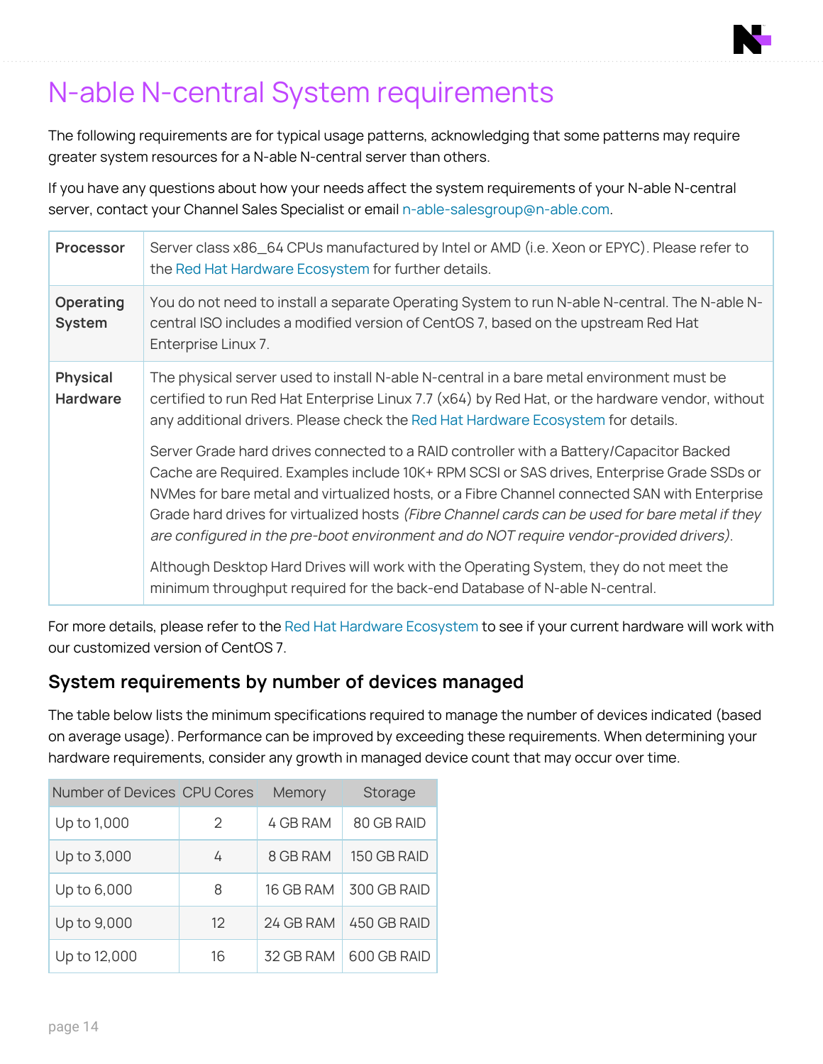# N-able N-central System requirements

The following requirements are for typical usage patterns, acknowledging that some patterns may require greater system resources for a N-able N-central server than others.

If you have any questions about how your needs affect the system requirements of your N-able N-central server, contact your Channel Sales Specialist or email n-able-salesgroup@n-able.com.

| | |
|---|---|
| **Processor** | Server class x86_64 CPUs manufactured by Intel or AMD (i.e. Xeon or EPYC). Please refer to the Red Hat Hardware Ecosystem for further details. |
| **Operating System** | You do not need to install a separate Operating System to run N-able N-central. The N-able N-central ISO includes a modified version of CentOS 7, based on the upstream Red Hat Enterprise Linux 7. |
| **Physical Hardware** | The physical server used to install N-able N-central in a bare metal environment must be certified to run Red Hat Enterprise Linux 7.7 (x64) by Red Hat, or the hardware vendor, without any additional drivers. Please check the Red Hat Hardware Ecosystem for details.<br><br>Server Grade hard drives connected to a RAID controller with a Battery/Capacitor Backed Cache are Required. Examples include 10K+ RPM SCSI or SAS drives, Enterprise Grade SSDs or NVMes for bare metal and virtualized hosts, or a Fibre Channel connected SAN with Enterprise Grade hard drives for virtualized hosts *(Fibre Channel cards can be used for bare metal if they are configured in the pre-boot environment and do NOT require vendor-provided drivers)*.<br><br>Although Desktop Hard Drives will work with the Operating System, they do not meet the minimum throughput required for the back-end Database of N-able N-central. |

For more details, please refer to the Red Hat Hardware Ecosystem to see if your current hardware will work with our customized version of CentOS 7.

## System requirements by number of devices managed

The table below lists the minimum specifications required to manage the number of devices indicated (based on average usage). Performance can be improved by exceeding these requirements. When determining your hardware requirements, consider any growth in managed device count that may occur over time.

| Number of Devices | CPU Cores | Memory | Storage |
|---|---|---|---|
| Up to 1,000 | 2 | 4 GB RAM | 80 GB RAID |
| Up to 3,000 | 4 | 8 GB RAM | 150 GB RAID |
| Up to 6,000 | 8 | 16 GB RAM | 300 GB RAID |
| Up to 9,000 | 12 | 24 GB RAM | 450 GB RAID |
| Up to 12,000 | 16 | 32 GB RAM | 600 GB RAID |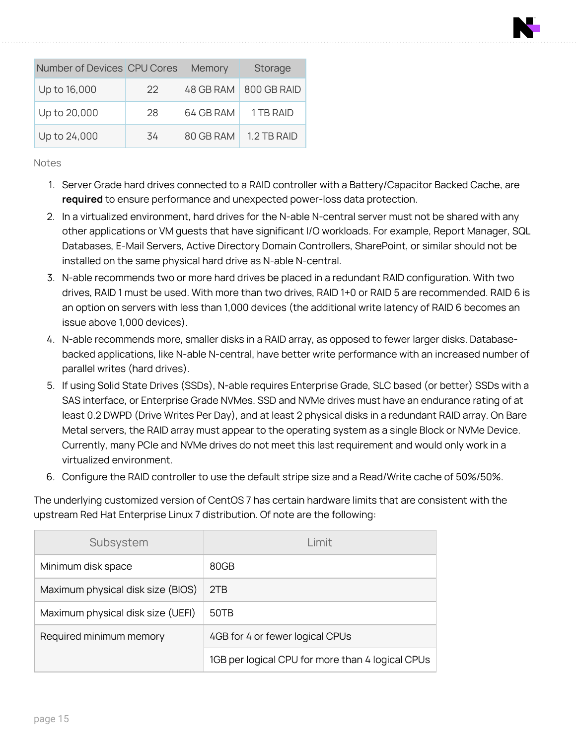| Number of Devices | CPU Cores | Memory | Storage |
|---|---|---|---|
| Up to 16,000 | 22 | 48 GB RAM | 800 GB RAID |
| Up to 20,000 | 28 | 64 GB RAM | 1 TB RAID |
| Up to 24,000 | 34 | 80 GB RAM | 1.2 TB RAID |

Notes

1. Server Grade hard drives connected to a RAID controller with a Battery/Capacitor Backed Cache, are **required** to ensure performance and unexpected power-loss data protection.
2. In a virtualized environment, hard drives for the N-able N-central server must not be shared with any other applications or VM guests that have significant I/O workloads. For example, Report Manager, SQL Databases, E-Mail Servers, Active Directory Domain Controllers, SharePoint, or similar should not be installed on the same physical hard drive as N-able N-central.
3. N-able recommends two or more hard drives be placed in a redundant RAID configuration. With two drives, RAID 1 must be used. With more than two drives, RAID 1+0 or RAID 5 are recommended. RAID 6 is an option on servers with less than 1,000 devices (the additional write latency of RAID 6 becomes an issue above 1,000 devices).
4. N-able recommends more, smaller disks in a RAID array, as opposed to fewer larger disks. Database-backed applications, like N-able N-central, have better write performance with an increased number of parallel writes (hard drives).
5. If using Solid State Drives (SSDs), N-able requires Enterprise Grade, SLC based (or better) SSDs with a SAS interface, or Enterprise Grade NVMes. SSD and NVMe drives must have an endurance rating of at least 0.2 DWPD (Drive Writes Per Day), and at least 2 physical disks in a redundant RAID array. On Bare Metal servers, the RAID array must appear to the operating system as a single Block or NVMe Device. Currently, many PCIe and NVMe drives do not meet this last requirement and would only work in a virtualized environment.
6. Configure the RAID controller to use the default stripe size and a Read/Write cache of 50%/50%.

The underlying customized version of CentOS 7 has certain hardware limits that are consistent with the upstream Red Hat Enterprise Linux 7 distribution. Of note are the following:

| Subsystem | Limit |
|---|---|
| Minimum disk space | 80GB |
| Maximum physical disk size (BIOS) | 2TB |
| Maximum physical disk size (UEFI) | 50TB |
| Required minimum memory | 4GB for 4 or fewer logical CPUs |
| | 1GB per logical CPU for more than 4 logical CPUs |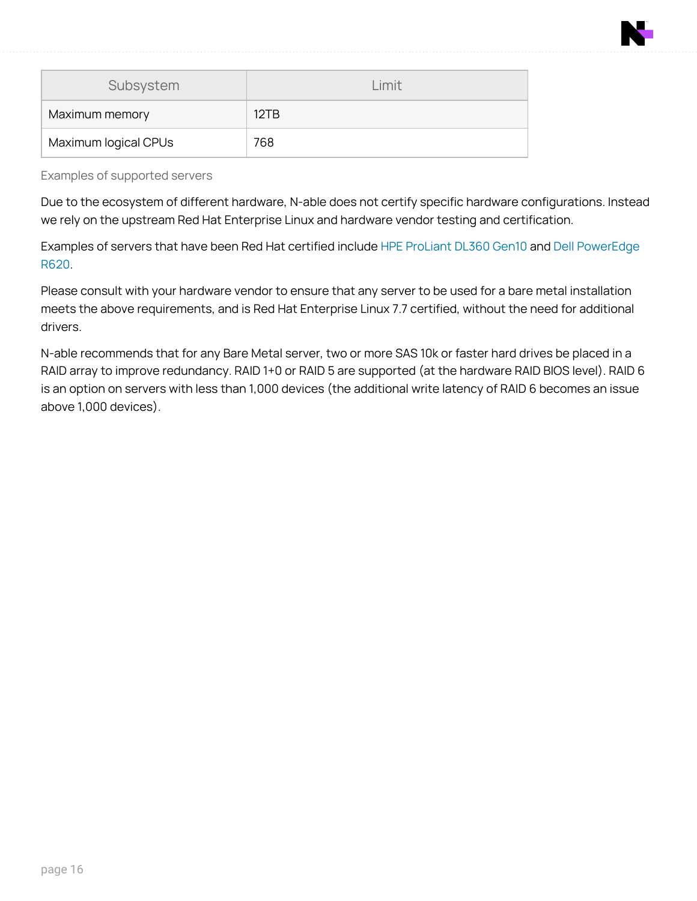| Subsystem | Limit |
| --- | --- |
| Maximum memory | 12TB |
| Maximum logical CPUs | 768 |

### Examples of supported servers

Due to the ecosystem of different hardware, N-able does not certify specific hardware configurations. Instead we rely on the upstream Red Hat Enterprise Linux and hardware vendor testing and certification.

Examples of servers that have been Red Hat certified include HPE ProLiant DL360 Gen10 and Dell PowerEdge R620.

Please consult with your hardware vendor to ensure that any server to be used for a bare metal installation meets the above requirements, and is Red Hat Enterprise Linux 7.7 certified, without the need for additional drivers.

N-able recommends that for any Bare Metal server, two or more SAS 10k or faster hard drives be placed in a RAID array to improve redundancy. RAID 1+0 or RAID 5 are supported (at the hardware RAID BIOS level). RAID 6 is an option on servers with less than 1,000 devices (the additional write latency of RAID 6 becomes an issue above 1,000 devices).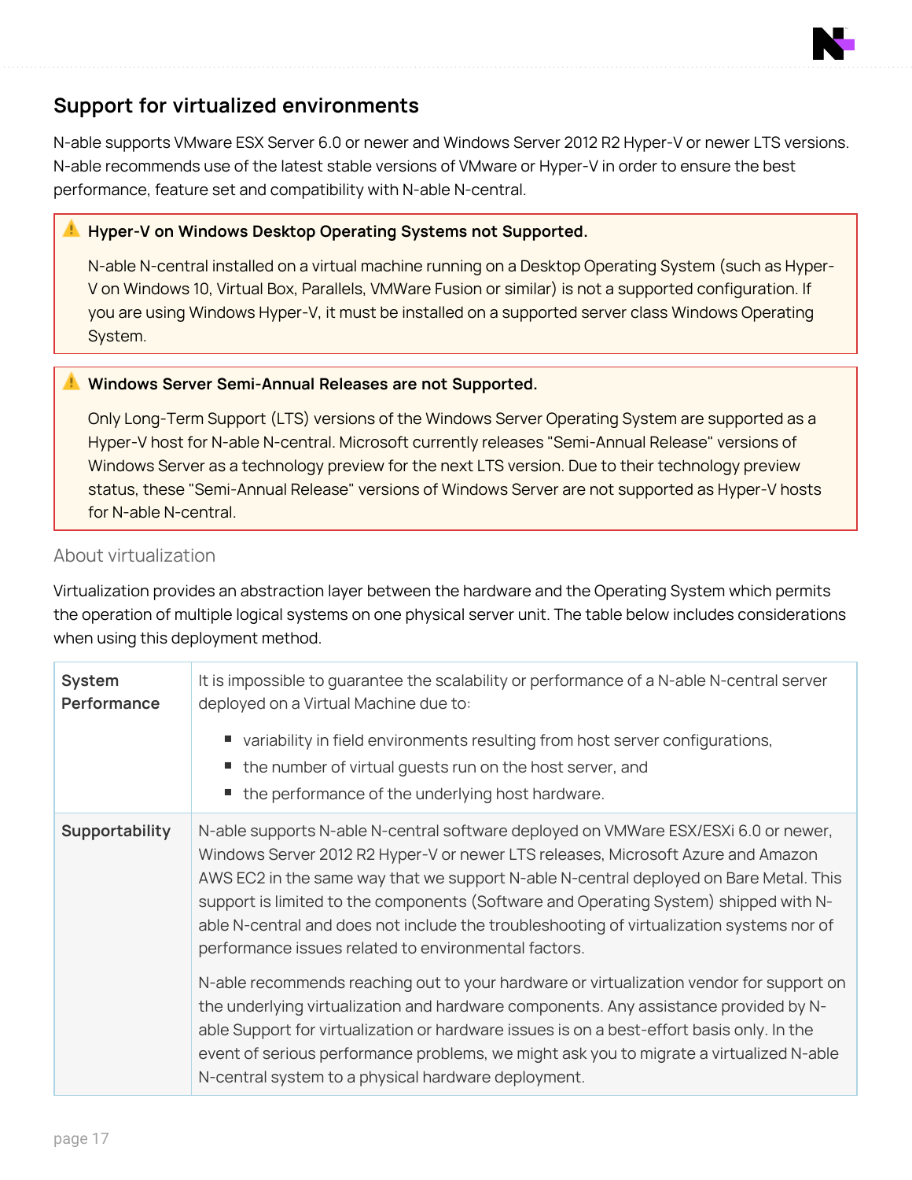## Support for virtualized environments

N-able supports VMware ESX Server 6.0 or newer and Windows Server 2012 R2 Hyper-V or newer LTS versions. N-able recommends use of the latest stable versions of VMware or Hyper-V in order to ensure the best performance, feature set and compatibility with N-able N-central.

> ⚠️ **Hyper-V on Windows Desktop Operating Systems not Supported.**
>
> N-able N-central installed on a virtual machine running on a Desktop Operating System (such as Hyper-V on Windows 10, Virtual Box, Parallels, VMWare Fusion or similar) is not a supported configuration. If you are using Windows Hyper-V, it must be installed on a supported server class Windows Operating System.

> ⚠️ **Windows Server Semi-Annual Releases are not Supported.**
>
> Only Long-Term Support (LTS) versions of the Windows Server Operating System are supported as a Hyper-V host for N-able N-central. Microsoft currently releases "Semi-Annual Release" versions of Windows Server as a technology preview for the next LTS version. Due to their technology preview status, these "Semi-Annual Release" versions of Windows Server are not supported as Hyper-V hosts for N-able N-central.

### About virtualization

Virtualization provides an abstraction layer between the hardware and the Operating System which permits the operation of multiple logical systems on one physical server unit. The table below includes considerations when using this deployment method.

| | |
|---|---|
| **System Performance** | It is impossible to guarantee the scalability or performance of a N-able N-central server deployed on a Virtual Machine due to:<br>• variability in field environments resulting from host server configurations,<br>• the number of virtual guests run on the host server, and<br>• the performance of the underlying host hardware. |
| **Supportability** | N-able supports N-able N-central software deployed on VMWare ESX/ESXi 6.0 or newer, Windows Server 2012 R2 Hyper-V or newer LTS releases, Microsoft Azure and Amazon AWS EC2 in the same way that we support N-able N-central deployed on Bare Metal. This support is limited to the components (Software and Operating System) shipped with N-able N-central and does not include the troubleshooting of virtualization systems nor of performance issues related to environmental factors.<br><br>N-able recommends reaching out to your hardware or virtualization vendor for support on the underlying virtualization and hardware components. Any assistance provided by N-able Support for virtualization or hardware issues is on a best-effort basis only. In the event of serious performance problems, we might ask you to migrate a virtualized N-able N-central system to a physical hardware deployment. |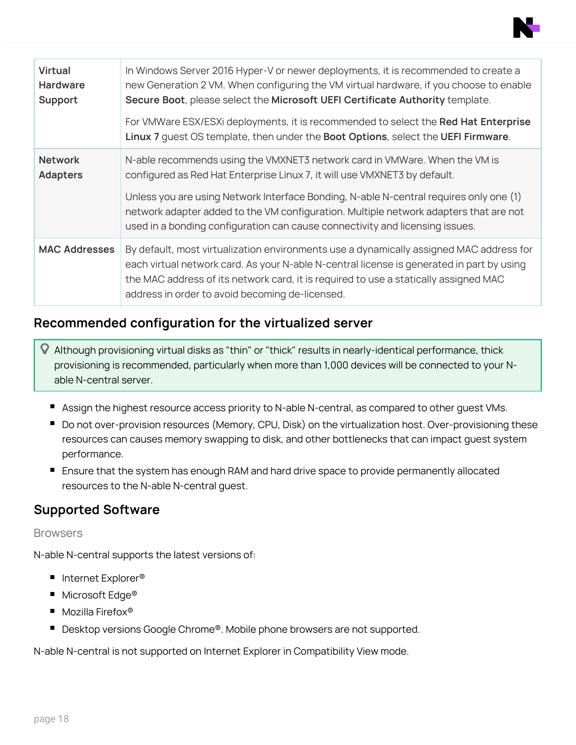| | |
|---|---|
| **Virtual Hardware Support** | In Windows Server 2016 Hyper-V or newer deployments, it is recommended to create a new Generation 2 VM. When configuring the VM virtual hardware, if you choose to enable **Secure Boot**, please select the **Microsoft UEFI Certificate Authority** template.<br><br>For VMWare ESX/ESXi deployments, it is recommended to select the **Red Hat Enterprise Linux 7** guest OS template, then under the **Boot Options**, select the **UEFI Firmware**. |
| **Network Adapters** | N-able recommends using the VMXNET3 network card in VMWare. When the VM is configured as Red Hat Enterprise Linux 7, it will use VMXNET3 by default.<br><br>Unless you are using Network Interface Bonding, N-able N-central requires only one (1) network adapter added to the VM configuration. Multiple network adapters that are not used in a bonding configuration can cause connectivity and licensing issues. |
| **MAC Addresses** | By default, most virtualization environments use a dynamically assigned MAC address for each virtual network card. As your N-able N-central license is generated in part by using the MAC address of its network card, it is required to use a statically assigned MAC address in order to avoid becoming de-licensed. |

## Recommended configuration for the virtualized server

> Although provisioning virtual disks as "thin" or "thick" results in nearly-identical performance, thick provisioning is recommended, particularly when more than 1,000 devices will be connected to your N-able N-central server.

- Assign the highest resource access priority to N-able N-central, as compared to other guest VMs.
- Do not over-provision resources (Memory, CPU, Disk) on the virtualization host. Over-provisioning these resources can causes memory swapping to disk, and other bottlenecks that can impact guest system performance.
- Ensure that the system has enough RAM and hard drive space to provide permanently allocated resources to the N-able N-central guest.

## Supported Software

### Browsers

N-able N-central supports the latest versions of:

- Internet Explorer®
- Microsoft Edge®
- Mozilla Firefox®
- Desktop versions Google Chrome®. Mobile phone browsers are not supported.

N-able N-central is not supported on Internet Explorer in Compatibility View mode.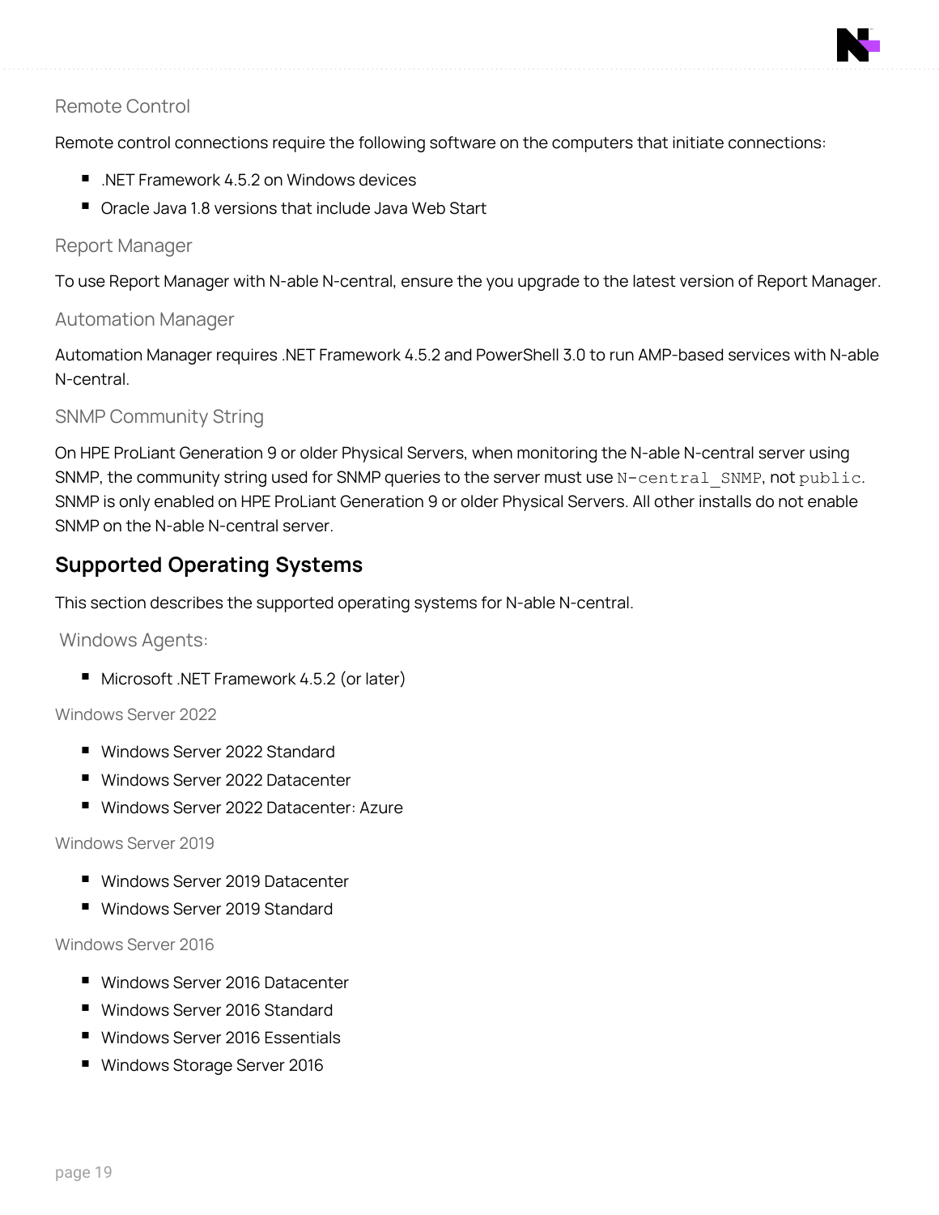### Remote Control

Remote control connections require the following software on the computers that initiate connections:

- .NET Framework 4.5.2 on Windows devices
- Oracle Java 1.8 versions that include Java Web Start

### Report Manager

To use Report Manager with N-able N-central, ensure the you upgrade to the latest version of Report Manager.

### Automation Manager

Automation Manager requires .NET Framework 4.5.2 and PowerShell 3.0 to run AMP-based services with N-able N-central.

### SNMP Community String

On HPE ProLiant Generation 9 or older Physical Servers, when monitoring the N-able N-central server using SNMP, the community string used for SNMP queries to the server must use `N-central_SNMP`, not `public`. SNMP is only enabled on HPE ProLiant Generation 9 or older Physical Servers. All other installs do not enable SNMP on the N-able N-central server.

## Supported Operating Systems

This section describes the supported operating systems for N-able N-central.

### Windows Agents:

- Microsoft .NET Framework 4.5.2 (or later)

#### Windows Server 2022

- Windows Server 2022 Standard
- Windows Server 2022 Datacenter
- Windows Server 2022 Datacenter: Azure

#### Windows Server 2019

- Windows Server 2019 Datacenter
- Windows Server 2019 Standard

#### Windows Server 2016

- Windows Server 2016 Datacenter
- Windows Server 2016 Standard
- Windows Server 2016 Essentials
- Windows Storage Server 2016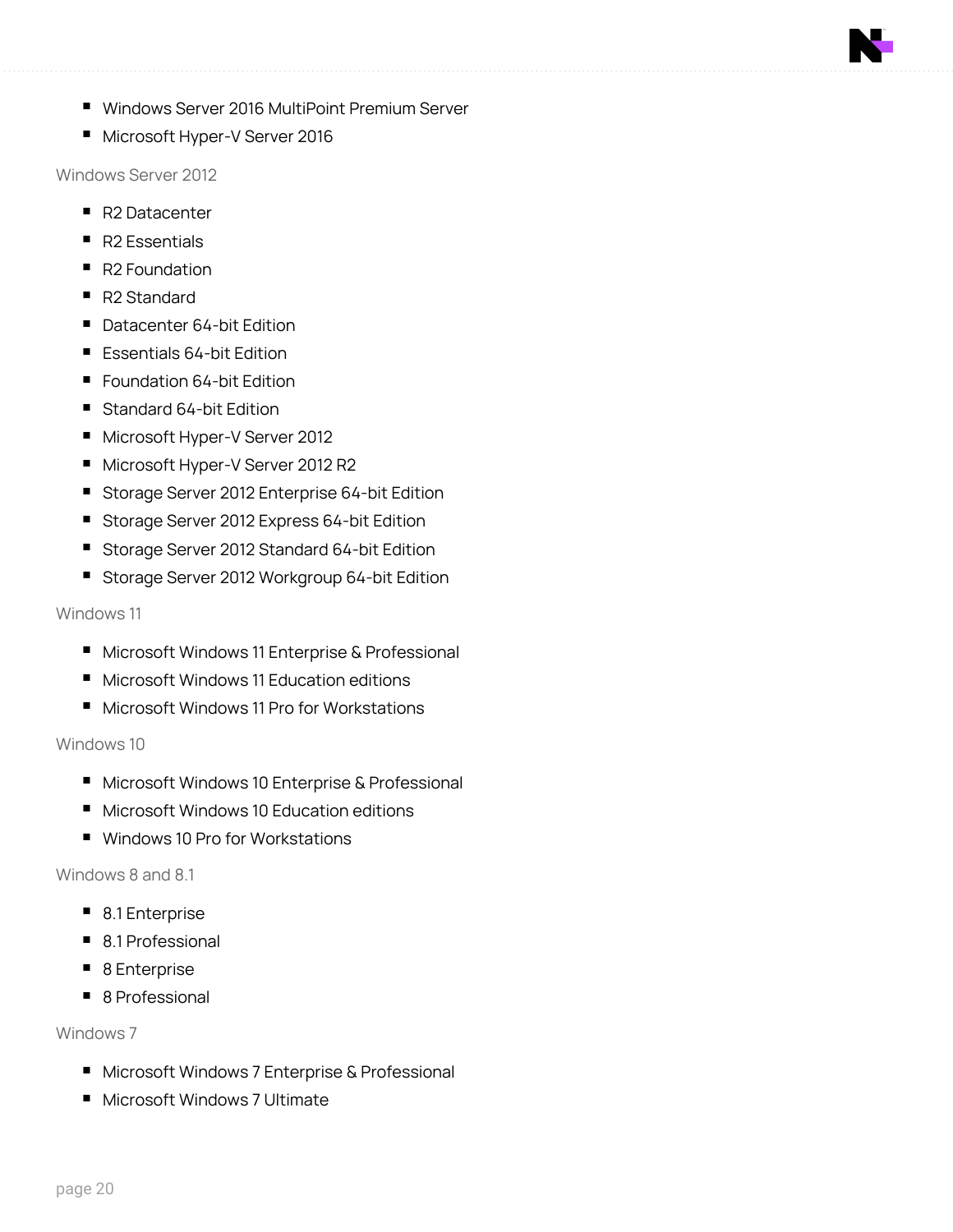- Windows Server 2016 MultiPoint Premium Server
- Microsoft Hyper-V Server 2016

Windows Server 2012

- R2 Datacenter
- R2 Essentials
- R2 Foundation
- R2 Standard
- Datacenter 64-bit Edition
- Essentials 64-bit Edition
- Foundation 64-bit Edition
- Standard 64-bit Edition
- Microsoft Hyper-V Server 2012
- Microsoft Hyper-V Server 2012 R2
- Storage Server 2012 Enterprise 64-bit Edition
- Storage Server 2012 Express 64-bit Edition
- Storage Server 2012 Standard 64-bit Edition
- Storage Server 2012 Workgroup 64-bit Edition

Windows 11

- Microsoft Windows 11 Enterprise & Professional
- Microsoft Windows 11 Education editions
- Microsoft Windows 11 Pro for Workstations

Windows 10

- Microsoft Windows 10 Enterprise & Professional
- Microsoft Windows 10 Education editions
- Windows 10 Pro for Workstations

Windows 8 and 8.1

- 8.1 Enterprise
- 8.1 Professional
- 8 Enterprise
- 8 Professional

Windows 7

- Microsoft Windows 7 Enterprise & Professional
- Microsoft Windows 7 Ultimate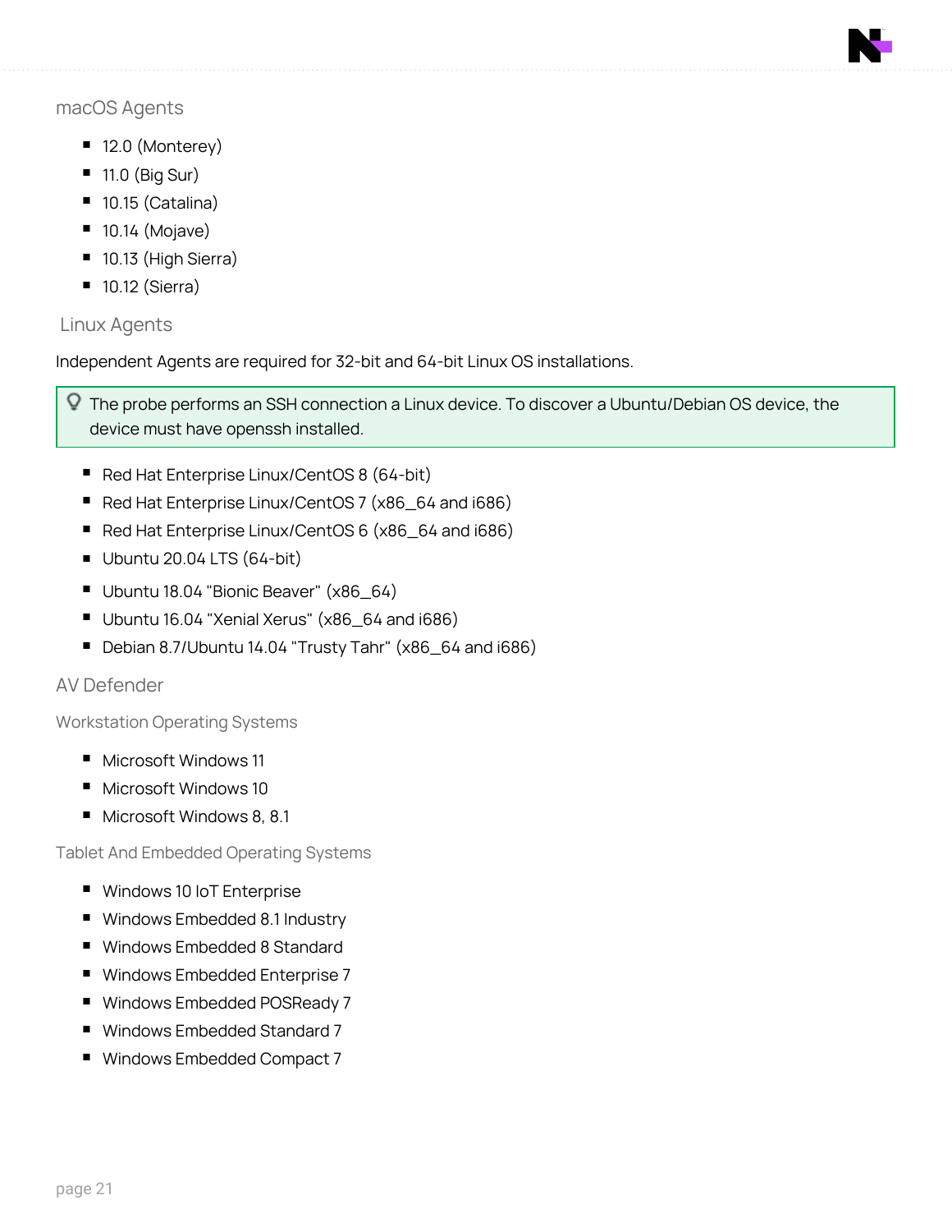### macOS Agents

- 12.0 (Monterey)
- 11.0 (Big Sur)
- 10.15 (Catalina)
- 10.14 (Mojave)
- 10.13 (High Sierra)
- 10.12 (Sierra)

### Linux Agents

Independent Agents are required for 32-bit and 64-bit Linux OS installations.

> The probe performs an SSH connection a Linux device. To discover a Ubuntu/Debian OS device, the device must have openssh installed.

- Red Hat Enterprise Linux/CentOS 8 (64-bit)
- Red Hat Enterprise Linux/CentOS 7 (x86_64 and i686)
- Red Hat Enterprise Linux/CentOS 6 (x86_64 and i686)
- Ubuntu 20.04 LTS (64-bit)
- Ubuntu 18.04 "Bionic Beaver" (x86_64)
- Ubuntu 16.04 "Xenial Xerus" (x86_64 and i686)
- Debian 8.7/Ubuntu 14.04 "Trusty Tahr" (x86_64 and i686)

### AV Defender

#### Workstation Operating Systems

- Microsoft Windows 11
- Microsoft Windows 10
- Microsoft Windows 8, 8.1

#### Tablet And Embedded Operating Systems

- Windows 10 IoT Enterprise
- Windows Embedded 8.1 Industry
- Windows Embedded 8 Standard
- Windows Embedded Enterprise 7
- Windows Embedded POSReady 7
- Windows Embedded Standard 7
- Windows Embedded Compact 7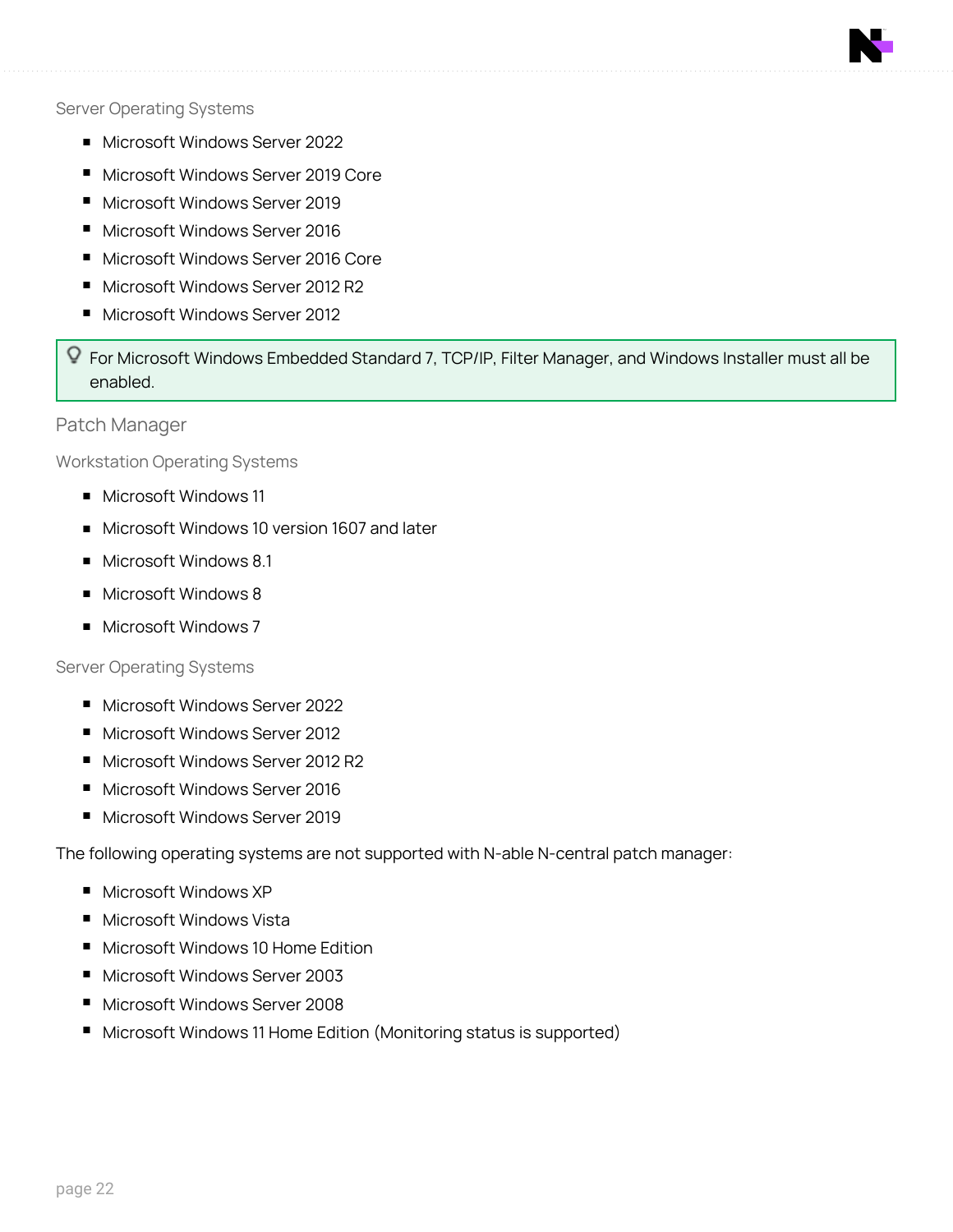#### Server Operating Systems

- Microsoft Windows Server 2022
- Microsoft Windows Server 2019 Core
- Microsoft Windows Server 2019
- Microsoft Windows Server 2016
- Microsoft Windows Server 2016 Core
- Microsoft Windows Server 2012 R2
- Microsoft Windows Server 2012

> For Microsoft Windows Embedded Standard 7, TCP/IP, Filter Manager, and Windows Installer must all be enabled.

### Patch Manager

#### Workstation Operating Systems

- Microsoft Windows 11
- Microsoft Windows 10 version 1607 and later
- Microsoft Windows 8.1
- Microsoft Windows 8
- Microsoft Windows 7

#### Server Operating Systems

- Microsoft Windows Server 2022
- Microsoft Windows Server 2012
- Microsoft Windows Server 2012 R2
- Microsoft Windows Server 2016
- Microsoft Windows Server 2019

The following operating systems are not supported with N-able N-central patch manager:

- Microsoft Windows XP
- Microsoft Windows Vista
- Microsoft Windows 10 Home Edition
- Microsoft Windows Server 2003
- Microsoft Windows Server 2008
- Microsoft Windows 11 Home Edition (Monitoring status is supported)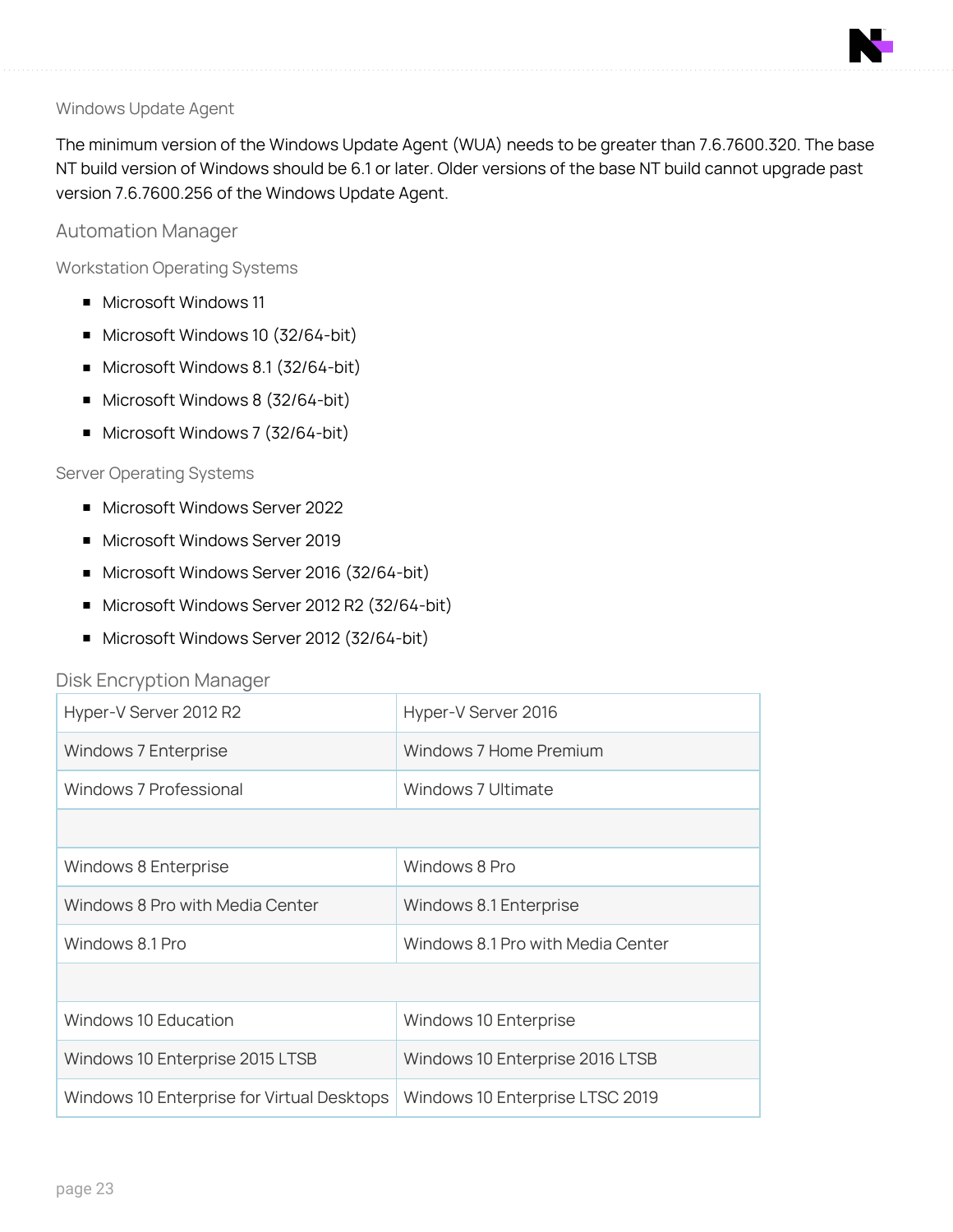### Windows Update Agent

The minimum version of the Windows Update Agent (WUA) needs to be greater than 7.6.7600.320. The base NT build version of Windows should be 6.1 or later. Older versions of the base NT build cannot upgrade past version 7.6.7600.256 of the Windows Update Agent.

## Automation Manager

### Workstation Operating Systems

- Microsoft Windows 11
- Microsoft Windows 10 (32/64-bit)
- Microsoft Windows 8.1 (32/64-bit)
- Microsoft Windows 8 (32/64-bit)
- Microsoft Windows 7 (32/64-bit)

### Server Operating Systems

- Microsoft Windows Server 2022
- Microsoft Windows Server 2019
- Microsoft Windows Server 2016 (32/64-bit)
- Microsoft Windows Server 2012 R2 (32/64-bit)
- Microsoft Windows Server 2012 (32/64-bit)

## Disk Encryption Manager

| | |
|---|---|
| Hyper-V Server 2012 R2 | Hyper-V Server 2016 |
| Windows 7 Enterprise | Windows 7 Home Premium |
| Windows 7 Professional | Windows 7 Ultimate |
| | |
| Windows 8 Enterprise | Windows 8 Pro |
| Windows 8 Pro with Media Center | Windows 8.1 Enterprise |
| Windows 8.1 Pro | Windows 8.1 Pro with Media Center |
| | |
| Windows 10 Education | Windows 10 Enterprise |
| Windows 10 Enterprise 2015 LTSB | Windows 10 Enterprise 2016 LTSB |
| Windows 10 Enterprise for Virtual Desktops | Windows 10 Enterprise LTSC 2019 |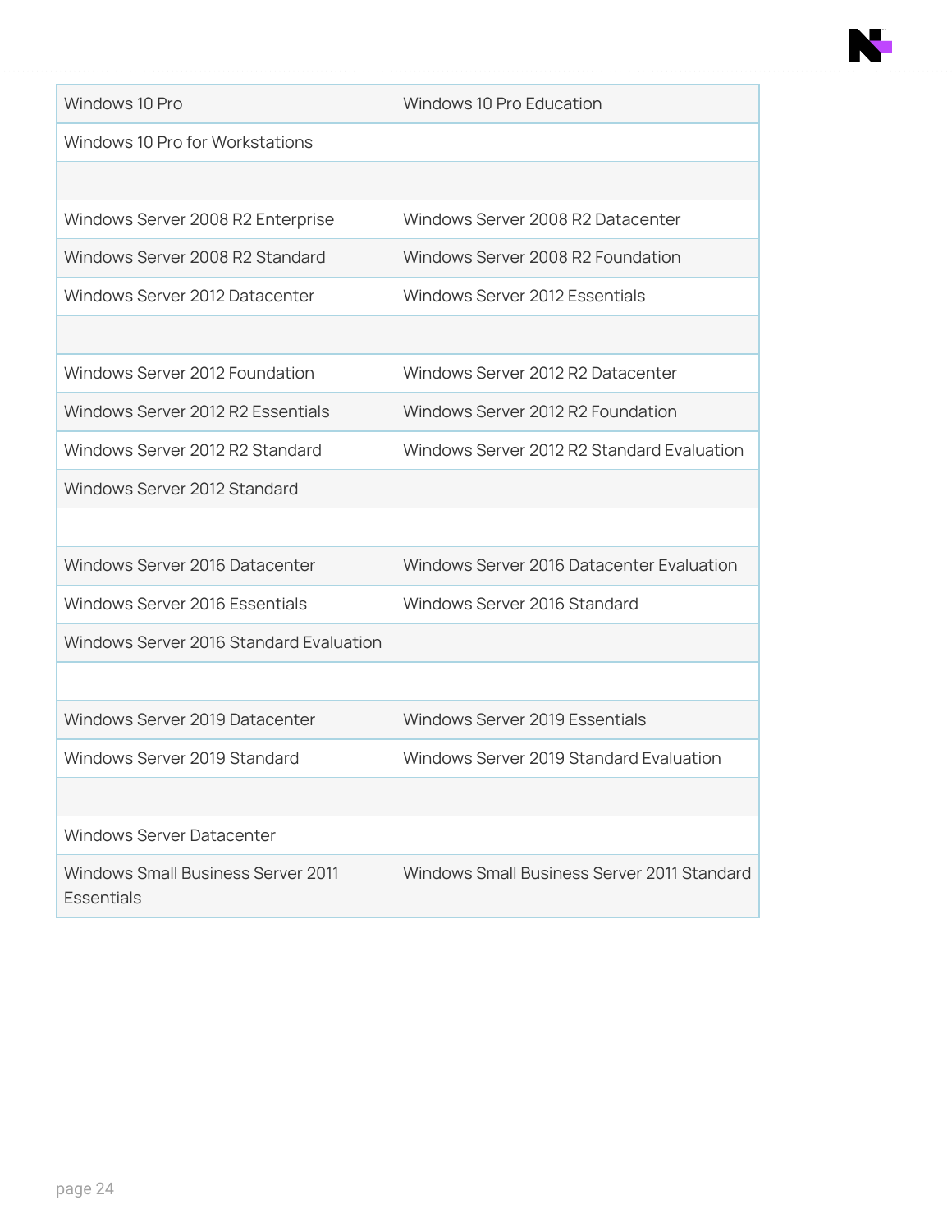| Windows 10 Pro | Windows 10 Pro Education |
|---|---|
| Windows 10 Pro for Workstations | |
| | |
| Windows Server 2008 R2 Enterprise | Windows Server 2008 R2 Datacenter |
| Windows Server 2008 R2 Standard | Windows Server 2008 R2 Foundation |
| Windows Server 2012 Datacenter | Windows Server 2012 Essentials |
| | |
| Windows Server 2012 Foundation | Windows Server 2012 R2 Datacenter |
| Windows Server 2012 R2 Essentials | Windows Server 2012 R2 Foundation |
| Windows Server 2012 R2 Standard | Windows Server 2012 R2 Standard Evaluation |
| Windows Server 2012 Standard | |
| | |
| Windows Server 2016 Datacenter | Windows Server 2016 Datacenter Evaluation |
| Windows Server 2016 Essentials | Windows Server 2016 Standard |
| Windows Server 2016 Standard Evaluation | |
| | |
| Windows Server 2019 Datacenter | Windows Server 2019 Essentials |
| Windows Server 2019 Standard | Windows Server 2019 Standard Evaluation |
| | |
| Windows Server Datacenter | |
| Windows Small Business Server 2011 Essentials | Windows Small Business Server 2011 Standard |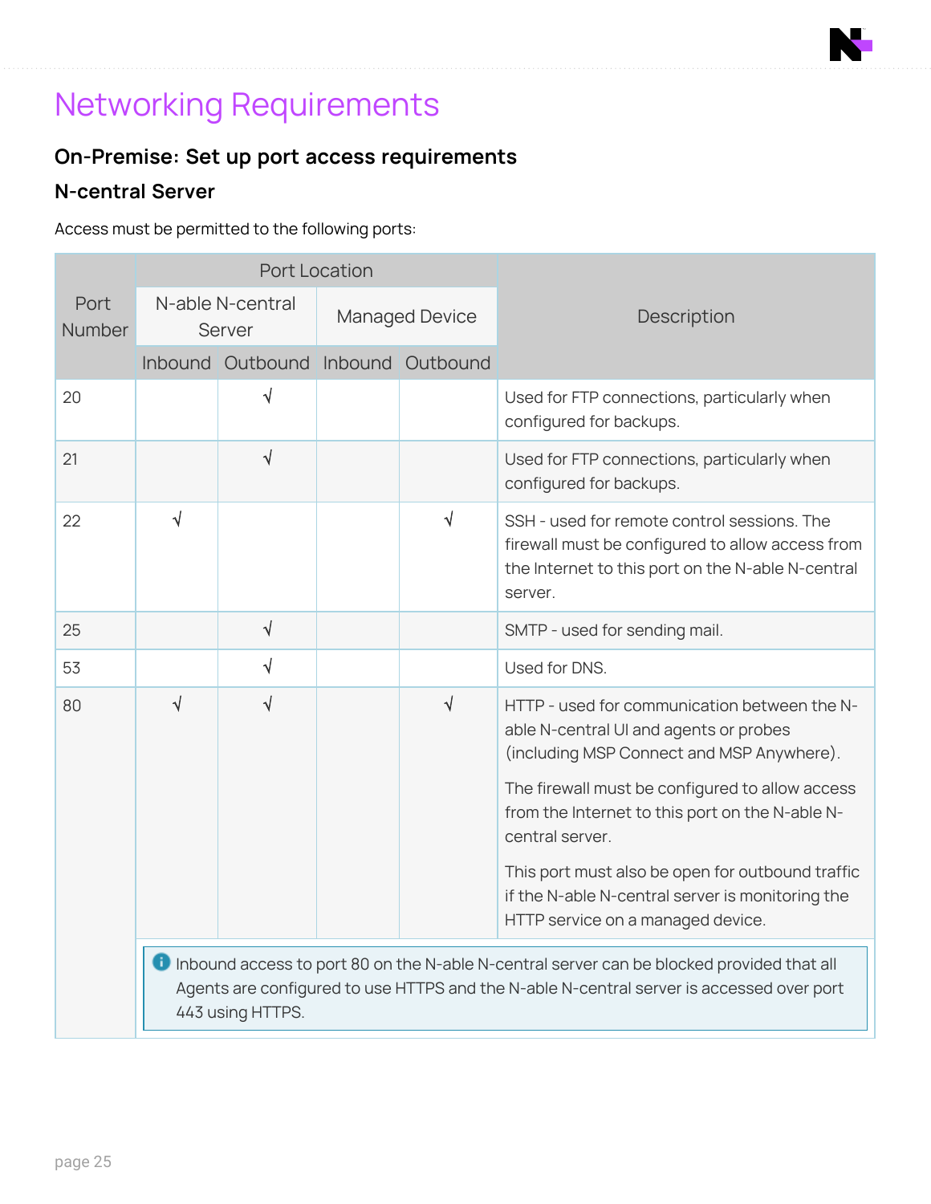# Networking Requirements

## On-Premise: Set up port access requirements

### N-central Server

Access must be permitted to the following ports:

| Port Number | Port Location | | | | Description |
|---|---|---|---|---|---|
| | N-able N-central Server | | Managed Device | | |
| | Inbound | Outbound | Inbound | Outbound | |
| 20 | | √ | | | Used for FTP connections, particularly when configured for backups. |
| 21 | | √ | | | Used for FTP connections, particularly when configured for backups. |
| 22 | √ | | | √ | SSH - used for remote control sessions. The firewall must be configured to allow access from the Internet to this port on the N-able N-central server. |
| 25 | | √ | | | SMTP - used for sending mail. |
| 53 | | √ | | | Used for DNS. |
| 80 | √ | √ | | √ | HTTP - used for communication between the N-able N-central UI and agents or probes (including MSP Connect and MSP Anywhere). The firewall must be configured to allow access from the Internet to this port on the N-able N-central server. This port must also be open for outbound traffic if the N-able N-central server is monitoring the HTTP service on a managed device. |
| | Inbound access to port 80 on the N-able N-central server can be blocked provided that all Agents are configured to use HTTPS and the N-able N-central server is accessed over port 443 using HTTPS. | | | | |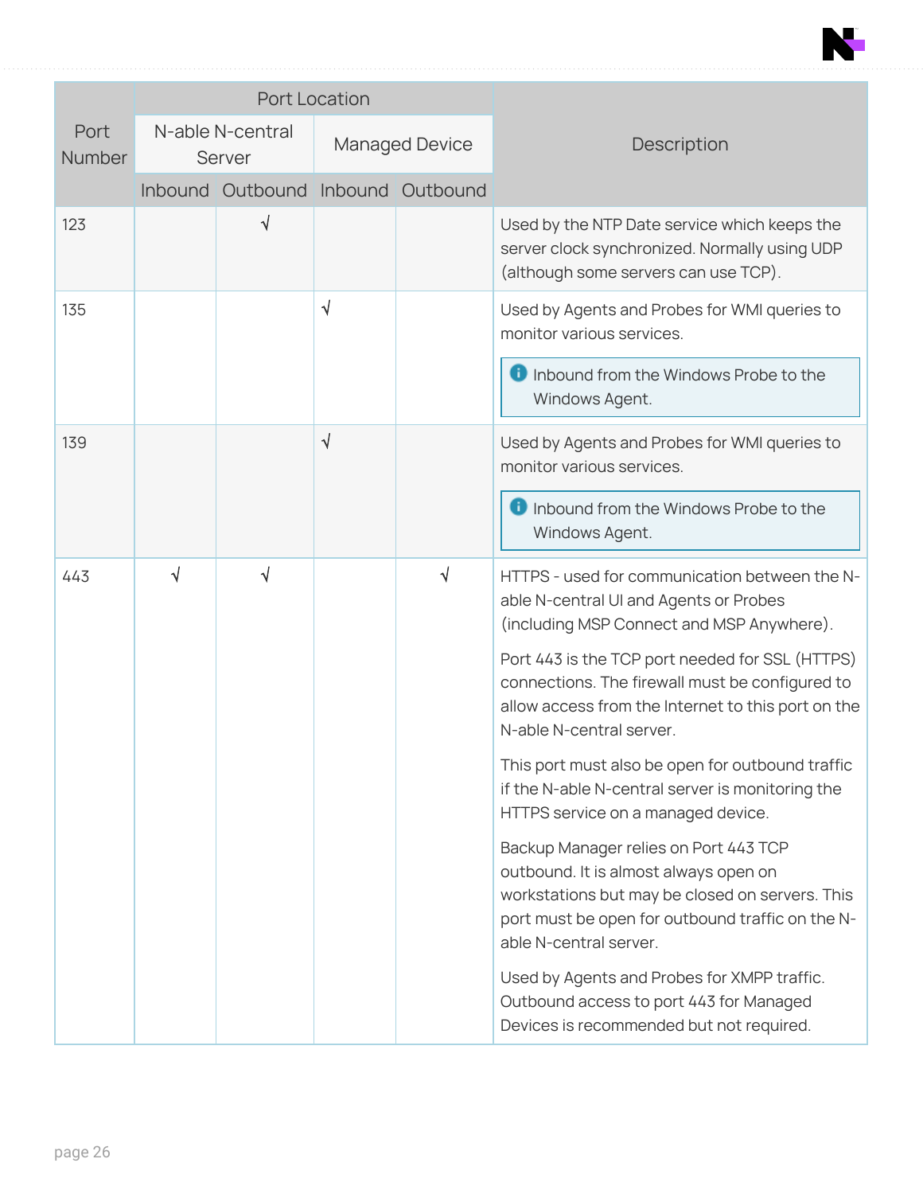| Port Number | Port Location | | | | Description |
|---|---|---|---|---|---|
| | N-able N-central Server | | Managed Device | | |
| | Inbound | Outbound | Inbound | Outbound | |
| 123 | | √ | | | Used by the NTP Date service which keeps the server clock synchronized. Normally using UDP (although some servers can use TCP). |
| 135 | | | √ | | Used by Agents and Probes for WMI queries to monitor various services. <br><br> Inbound from the Windows Probe to the Windows Agent. |
| 139 | | | √ | | Used by Agents and Probes for WMI queries to monitor various services. <br><br> Inbound from the Windows Probe to the Windows Agent. |
| 443 | √ | √ | | √ | HTTPS - used for communication between the N-able N-central UI and Agents or Probes (including MSP Connect and MSP Anywhere). <br><br> Port 443 is the TCP port needed for SSL (HTTPS) connections. The firewall must be configured to allow access from the Internet to this port on the N-able N-central server. <br><br> This port must also be open for outbound traffic if the N-able N-central server is monitoring the HTTPS service on a managed device. <br><br> Backup Manager relies on Port 443 TCP outbound. It is almost always open on workstations but may be closed on servers. This port must be open for outbound traffic on the N-able N-central server. <br><br> Used by Agents and Probes for XMPP traffic. Outbound access to port 443 for Managed Devices is recommended but not required. |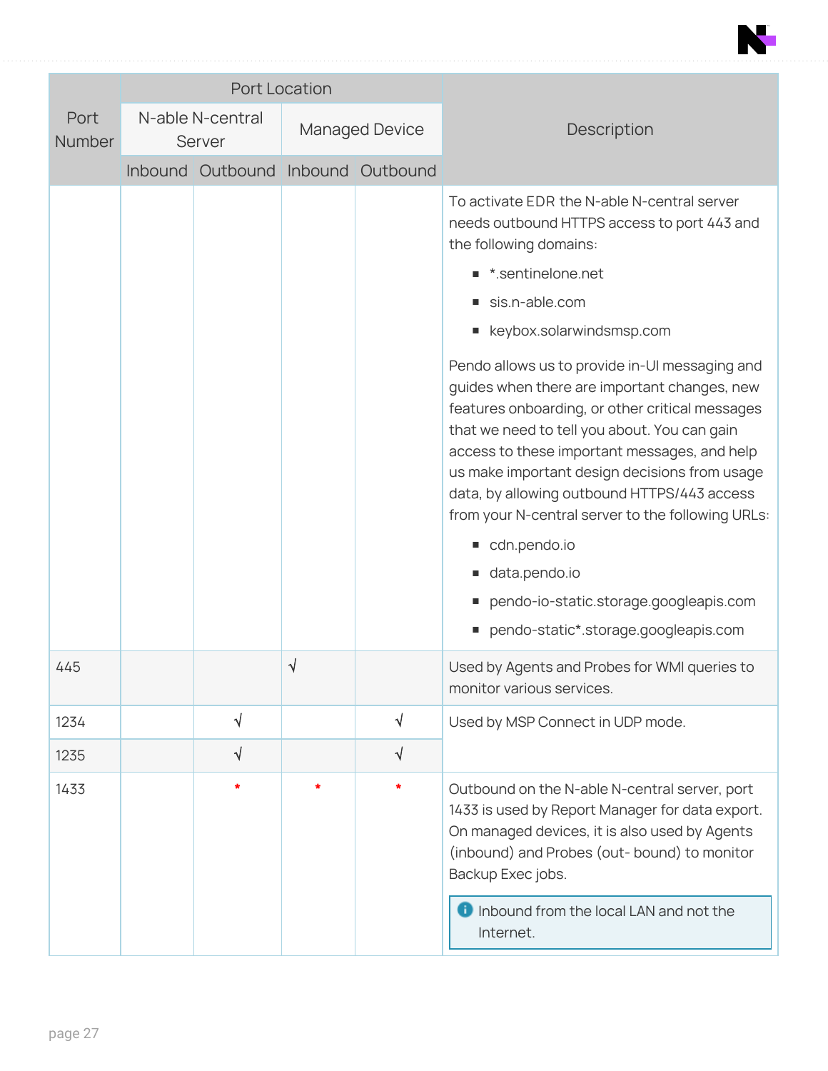| Port Number | Port Location | | | | Description |
|---|---|---|---|---|---|
| | N-able N-central Server | | Managed Device | | |
| | Inbound | Outbound | Inbound | Outbound | |
| | | | | | To activate EDR the N-able N-central server needs outbound HTTPS access to port 443 and the following domains:<br>■ *.sentinelone.net<br>■ sis.n-able.com<br>■ keybox.solarwindsmsp.com<br><br>Pendo allows us to provide in-UI messaging and guides when there are important changes, new features onboarding, or other critical messages that we need to tell you about. You can gain access to these important messages, and help us make important design decisions from usage data, by allowing outbound HTTPS/443 access from your N-central server to the following URLs:<br>■ cdn.pendo.io<br>■ data.pendo.io<br>■ pendo-io-static.storage.googleapis.com<br>■ pendo-static*.storage.googleapis.com |
| 445 | | | √ | | Used by Agents and Probes for WMI queries to monitor various services. |
| 1234 | | √ | | √ | Used by MSP Connect in UDP mode. |
| 1235 | | √ | | √ | |
| 1433 | | * | * | * | Outbound on the N-able N-central server, port 1433 is used by Report Manager for data export. On managed devices, it is also used by Agents (inbound) and Probes (out- bound) to monitor Backup Exec jobs.<br><br>Inbound from the local LAN and not the Internet. |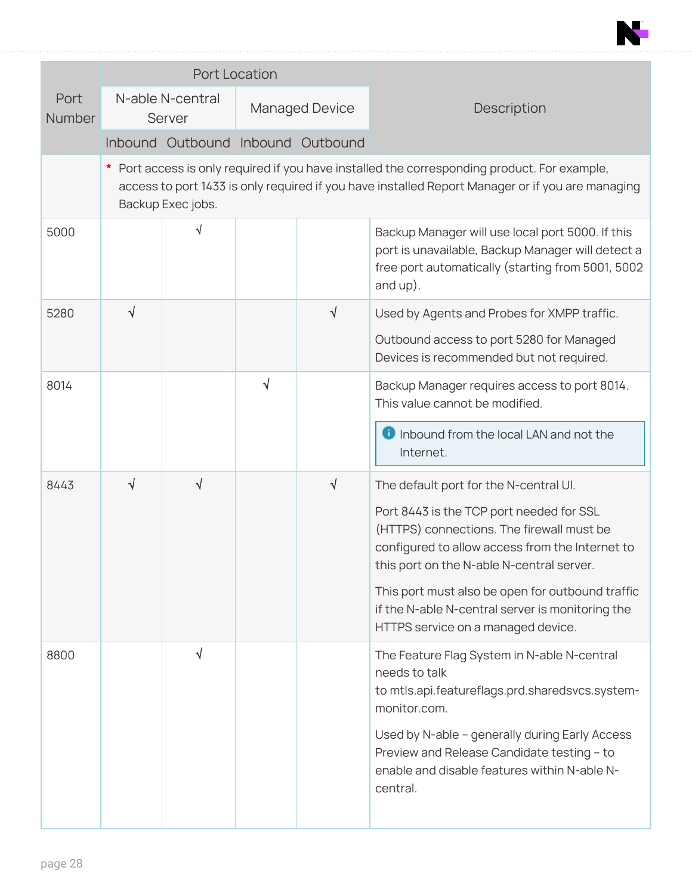| Port Number | Port Location | | | | Description |
|---|---|---|---|---|---|
| | N-able N-central Server | | Managed Device | | |
| | Inbound | Outbound | Inbound | Outbound | |
| | * Port access is only required if you have installed the corresponding product. For example, access to port 1433 is only required if you have installed Report Manager or if you are managing Backup Exec jobs. | | | | |
| 5000 | | √ | | | Backup Manager will use local port 5000. If this port is unavailable, Backup Manager will detect a free port automatically (starting from 5001, 5002 and up). |
| 5280 | √ | | | √ | Used by Agents and Probes for XMPP traffic.<br><br>Outbound access to port 5280 for Managed Devices is recommended but not required. |
| 8014 | | | √ | | Backup Manager requires access to port 8014. This value cannot be modified.<br><br>Inbound from the local LAN and not the Internet. |
| 8443 | √ | √ | | √ | The default port for the N-central UI.<br><br>Port 8443 is the TCP port needed for SSL (HTTPS) connections. The firewall must be configured to allow access from the Internet to this port on the N-able N-central server.<br><br>This port must also be open for outbound traffic if the N-able N-central server is monitoring the HTTPS service on a managed device. |
| 8800 | | √ | | | The Feature Flag System in N-able N-central needs to talk to mtls.api.featureflags.prd.sharedsvcs.system-monitor.com.<br><br>Used by N-able – generally during Early Access Preview and Release Candidate testing – to enable and disable features within N-able N-central. |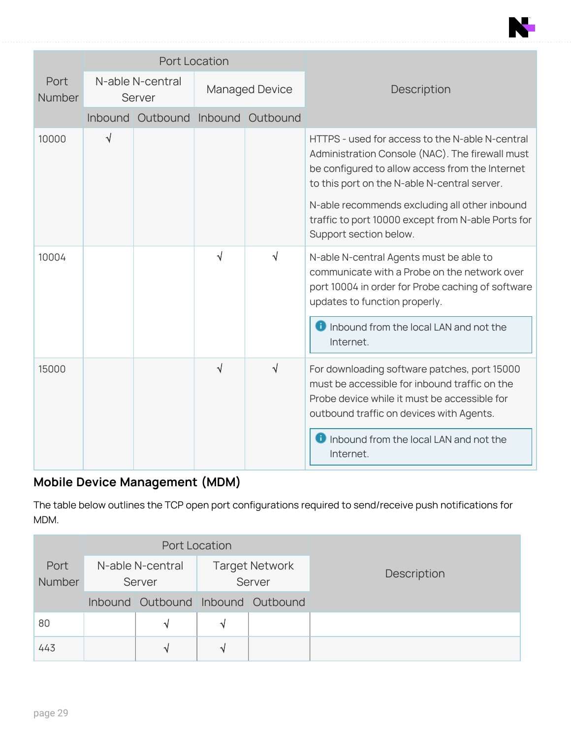| Port Number | Port Location | | | | Description |
|---|---|---|---|---|---|
| | N-able N-central Server | | Managed Device | | |
| | Inbound | Outbound | Inbound | Outbound | |
| 10000 | √ | | | | HTTPS - used for access to the N-able N-central Administration Console (NAC). The firewall must be configured to allow access from the Internet to this port on the N-able N-central server.<br><br>N-able recommends excluding all other inbound traffic to port 10000 except from N-able Ports for Support section below. |
| 10004 | | | √ | √ | N-able N-central Agents must be able to communicate with a Probe on the network over port 10004 in order for Probe caching of software updates to function properly.<br><br>Inbound from the local LAN and not the Internet. |
| 15000 | | | √ | √ | For downloading software patches, port 15000 must be accessible for inbound traffic on the Probe device while it must be accessible for outbound traffic on devices with Agents.<br><br>Inbound from the local LAN and not the Internet. |

## Mobile Device Management (MDM)

The table below outlines the TCP open port configurations required to send/receive push notifications for MDM.

| Port Number | Port Location | | | | Description |
|---|---|---|---|---|---|
| | N-able N-central Server | | Target Network Server | | |
| | Inbound | Outbound | Inbound | Outbound | |
| 80 | | √ | √ | | |
| 443 | | √ | √ | | |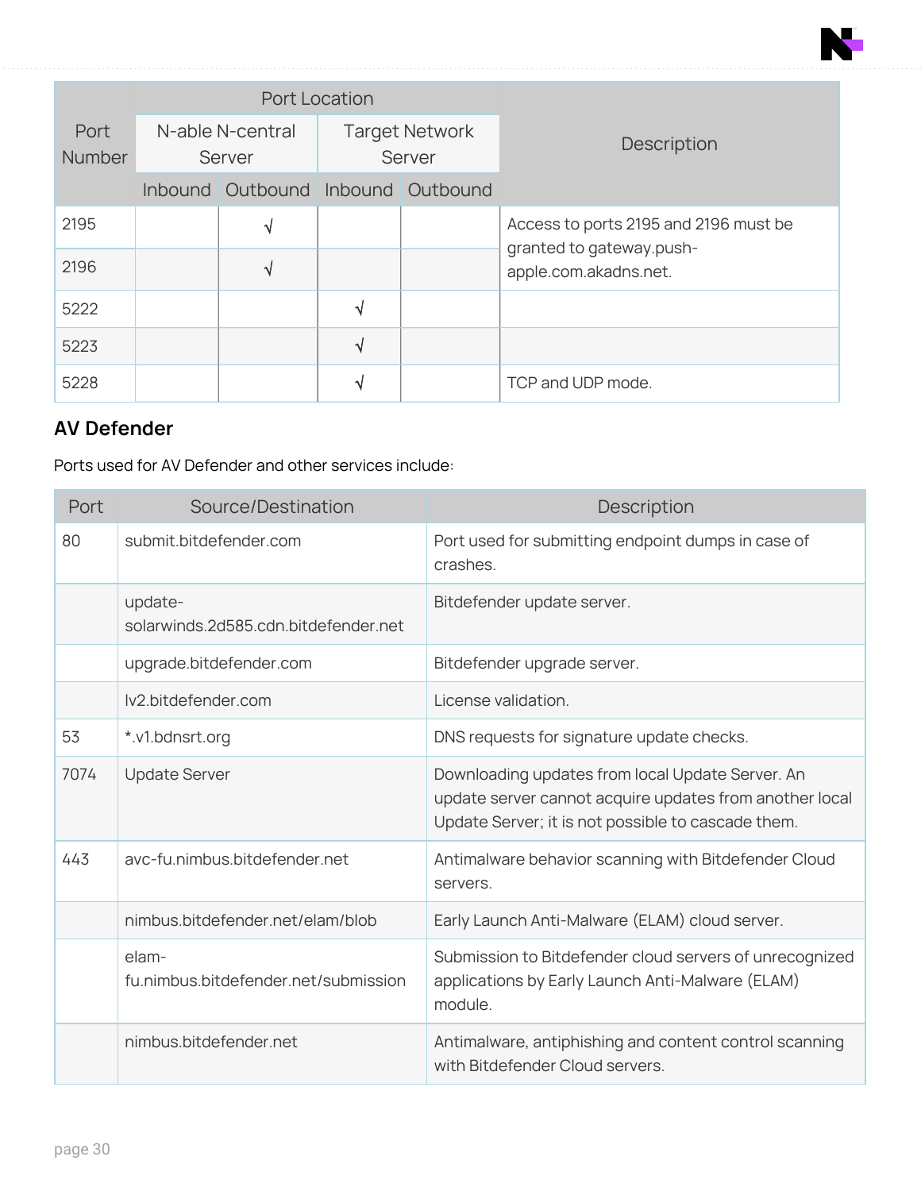| Port Number | Port Location | | | | Description |
|---|---|---|---|---|---|
| | N-able N-central Server | | Target Network Server | | |
| | Inbound | Outbound | Inbound | Outbound | |
| 2195 | | √ | | | Access to ports 2195 and 2196 must be granted to gateway.push-apple.com.akadns.net. |
| 2196 | | √ | | | |
| 5222 | | | √ | | |
| 5223 | | | √ | | |
| 5228 | | | √ | | TCP and UDP mode. |

## AV Defender

Ports used for AV Defender and other services include:

| Port | Source/Destination | Description |
|---|---|---|
| 80 | submit.bitdefender.com | Port used for submitting endpoint dumps in case of crashes. |
| | update-solarwinds.2d585.cdn.bitdefender.net | Bitdefender update server. |
| | upgrade.bitdefender.com | Bitdefender upgrade server. |
| | lv2.bitdefender.com | License validation. |
| 53 | *.v1.bdnsrt.org | DNS requests for signature update checks. |
| 7074 | Update Server | Downloading updates from local Update Server. An update server cannot acquire updates from another local Update Server; it is not possible to cascade them. |
| 443 | avc-fu.nimbus.bitdefender.net | Antimalware behavior scanning with Bitdefender Cloud servers. |
| | nimbus.bitdefender.net/elam/blob | Early Launch Anti-Malware (ELAM) cloud server. |
| | elam-fu.nimbus.bitdefender.net/submission | Submission to Bitdefender cloud servers of unrecognized applications by Early Launch Anti-Malware (ELAM) module. |
| | nimbus.bitdefender.net | Antimalware, antiphishing and content control scanning with Bitdefender Cloud servers. |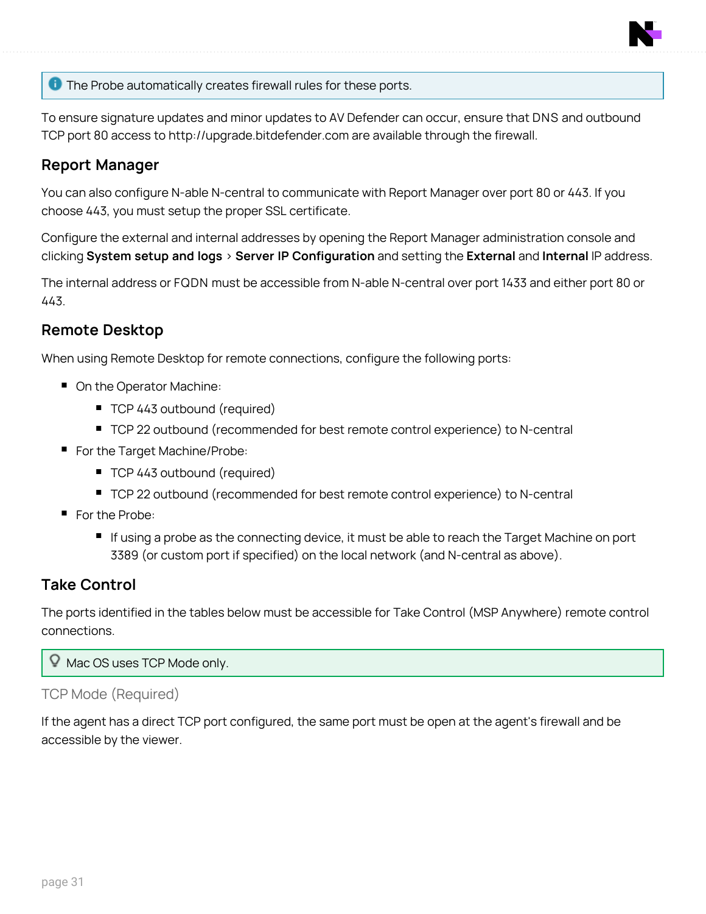> The Probe automatically creates firewall rules for these ports.

To ensure signature updates and minor updates to AV Defender can occur, ensure that DNS and outbound TCP port 80 access to http://upgrade.bitdefender.com are available through the firewall.

## Report Manager

You can also configure N-able N-central to communicate with Report Manager over port 80 or 443. If you choose 443, you must setup the proper SSL certificate.

Configure the external and internal addresses by opening the Report Manager administration console and clicking **System setup and logs** > **Server IP Configuration** and setting the **External** and **Internal** IP address.

The internal address or FQDN must be accessible from N-able N-central over port 1433 and either port 80 or 443.

## Remote Desktop

When using Remote Desktop for remote connections, configure the following ports:

- On the Operator Machine:
  - TCP 443 outbound (required)
  - TCP 22 outbound (recommended for best remote control experience) to N-central
- For the Target Machine/Probe:
  - TCP 443 outbound (required)
  - TCP 22 outbound (recommended for best remote control experience) to N-central
- For the Probe:
  - If using a probe as the connecting device, it must be able to reach the Target Machine on port 3389 (or custom port if specified) on the local network (and N-central as above).

## Take Control

The ports identified in the tables below must be accessible for Take Control (MSP Anywhere) remote control connections.

> Mac OS uses TCP Mode only.

### TCP Mode (Required)

If the agent has a direct TCP port configured, the same port must be open at the agent's firewall and be accessible by the viewer.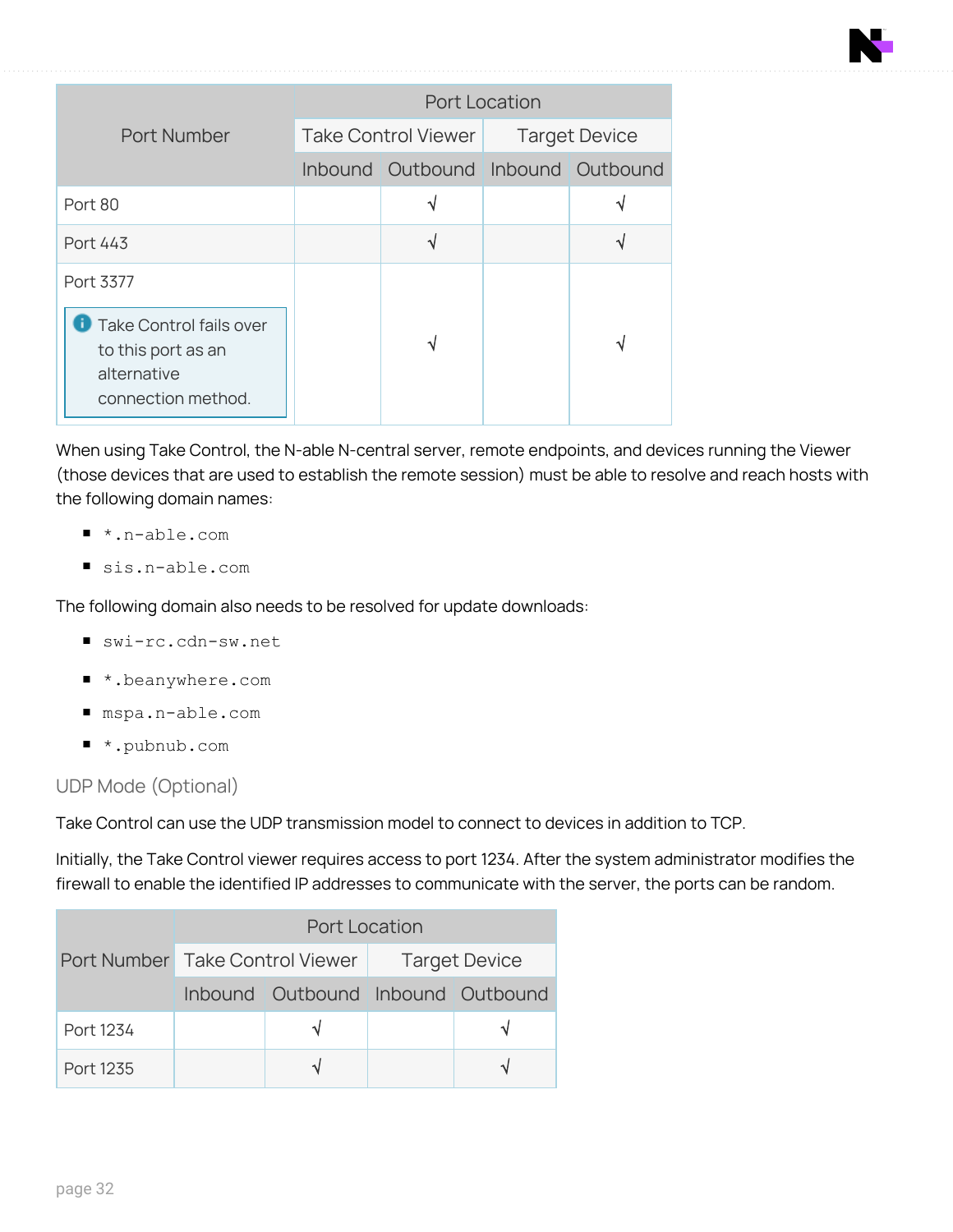| Port Number | Port Location | | | |
|---|---|---|---|---|
| | Take Control Viewer | | Target Device | |
| | Inbound | Outbound | Inbound | Outbound |
| Port 80 | | √ | | √ |
| Port 443 | | √ | | √ |
| Port 3377<br><br>Take Control fails over to this port as an alternative connection method. | | √ | | √ |

When using Take Control, the N-able N-central server, remote endpoints, and devices running the Viewer (those devices that are used to establish the remote session) must be able to resolve and reach hosts with the following domain names:

- `*.n-able.com`
- `sis.n-able.com`

The following domain also needs to be resolved for update downloads:

- `swi-rc.cdn-sw.net`
- `*.beanywhere.com`
- `mspa.n-able.com`
- `*.pubnub.com`

### UDP Mode (Optional)

Take Control can use the UDP transmission model to connect to devices in addition to TCP.

Initially, the Take Control viewer requires access to port 1234. After the system administrator modifies the firewall to enable the identified IP addresses to communicate with the server, the ports can be random.

| Port Number | Port Location | | | |
|---|---|---|---|---|
| | Take Control Viewer | | Target Device | |
| | Inbound | Outbound | Inbound | Outbound |
| Port 1234 | | √ | | √ |
| Port 1235 | | √ | | √ |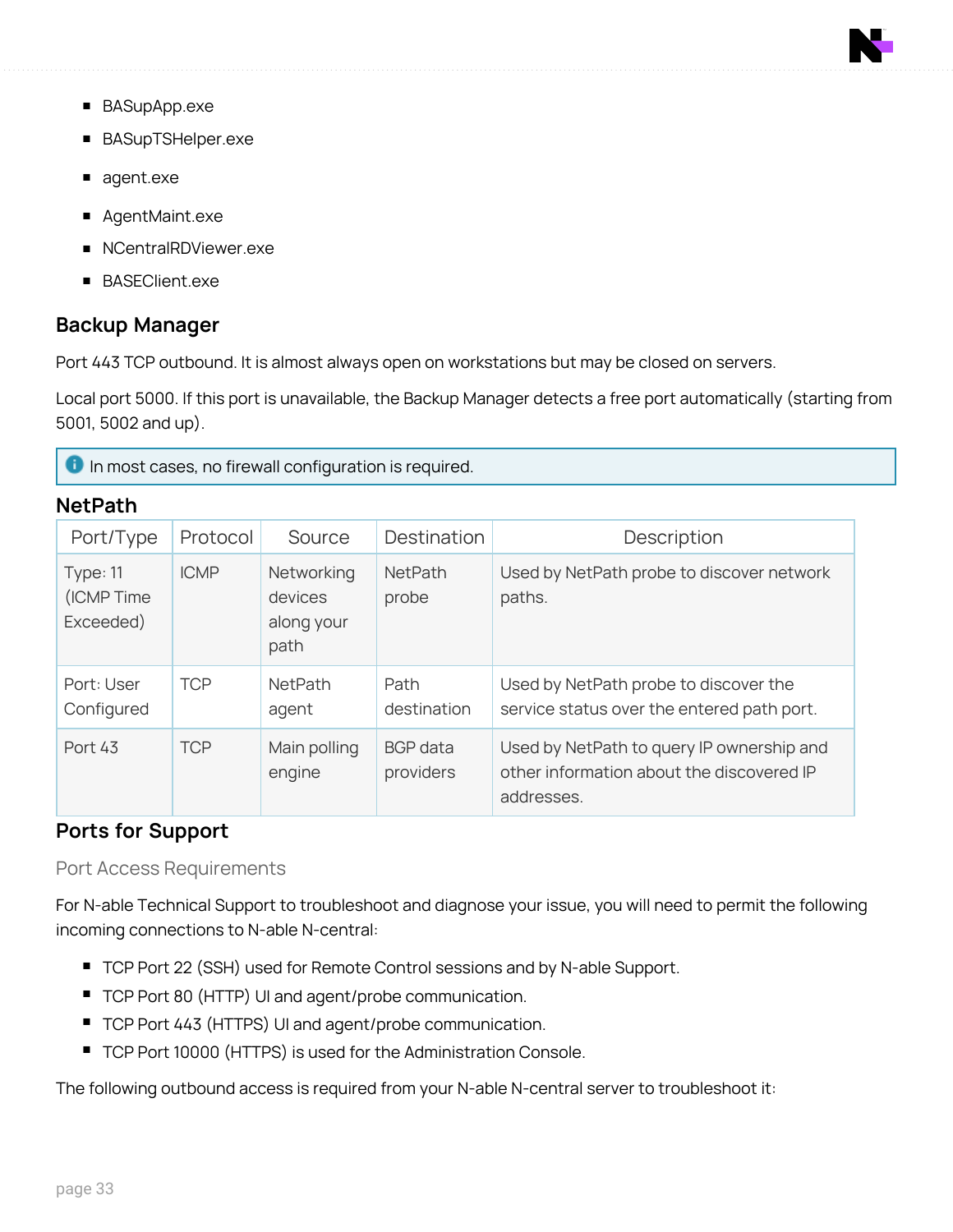- BASupApp.exe
- BASupTSHelper.exe
- agent.exe
- AgentMaint.exe
- NCentralRDViewer.exe
- BASEClient.exe

## Backup Manager

Port 443 TCP outbound. It is almost always open on workstations but may be closed on servers.

Local port 5000. If this port is unavailable, the Backup Manager detects a free port automatically (starting from 5001, 5002 and up).

> In most cases, no firewall configuration is required.

## NetPath

| Port/Type | Protocol | Source | Destination | Description |
|---|---|---|---|---|
| Type: 11 (ICMP Time Exceeded) | ICMP | Networking devices along your path | NetPath probe | Used by NetPath probe to discover network paths. |
| Port: User Configured | TCP | NetPath agent | Path destination | Used by NetPath probe to discover the service status over the entered path port. |
| Port 43 | TCP | Main polling engine | BGP data providers | Used by NetPath to query IP ownership and other information about the discovered IP addresses. |

## Ports for Support

### Port Access Requirements

For N-able Technical Support to troubleshoot and diagnose your issue, you will need to permit the following incoming connections to N-able N-central:

- TCP Port 22 (SSH) used for Remote Control sessions and by N-able Support.
- TCP Port 80 (HTTP) UI and agent/probe communication.
- TCP Port 443 (HTTPS) UI and agent/probe communication.
- TCP Port 10000 (HTTPS) is used for the Administration Console.

The following outbound access is required from your N-able N-central server to troubleshoot it: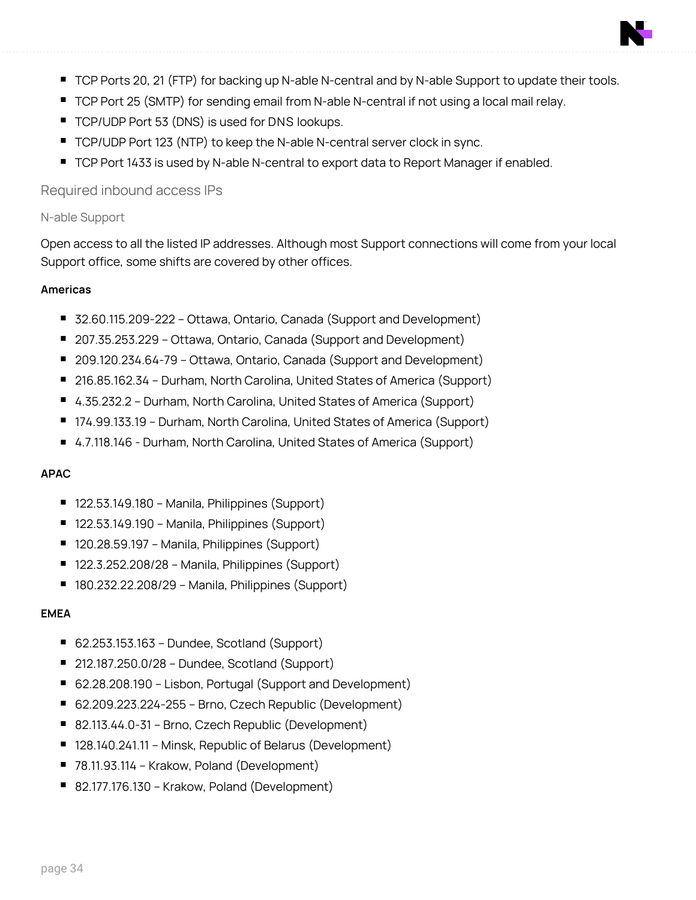- TCP Ports 20, 21 (FTP) for backing up N-able N-central and by N-able Support to update their tools.
- TCP Port 25 (SMTP) for sending email from N-able N-central if not using a local mail relay.
- TCP/UDP Port 53 (DNS) is used for DNS lookups.
- TCP/UDP Port 123 (NTP) to keep the N-able N-central server clock in sync.
- TCP Port 1433 is used by N-able N-central to export data to Report Manager if enabled.

## Required inbound access IPs

### N-able Support

Open access to all the listed IP addresses. Although most Support connections will come from your local Support office, some shifts are covered by other offices.

**Americas**

- 32.60.115.209-222 – Ottawa, Ontario, Canada (Support and Development)
- 207.35.253.229 – Ottawa, Ontario, Canada (Support and Development)
- 209.120.234.64-79 – Ottawa, Ontario, Canada (Support and Development)
- 216.85.162.34 – Durham, North Carolina, United States of America (Support)
- 4.35.232.2 – Durham, North Carolina, United States of America (Support)
- 174.99.133.19 – Durham, North Carolina, United States of America (Support)
- 4.7.118.146 - Durham, North Carolina, United States of America (Support)

**APAC**

- 122.53.149.180 – Manila, Philippines (Support)
- 122.53.149.190 – Manila, Philippines (Support)
- 120.28.59.197 – Manila, Philippines (Support)
- 122.3.252.208/28 – Manila, Philippines (Support)
- 180.232.22.208/29 – Manila, Philippines (Support)

**EMEA**

- 62.253.153.163 – Dundee, Scotland (Support)
- 212.187.250.0/28 – Dundee, Scotland (Support)
- 62.28.208.190 – Lisbon, Portugal (Support and Development)
- 62.209.223.224-255 – Brno, Czech Republic (Development)
- 82.113.44.0-31 – Brno, Czech Republic (Development)
- 128.140.241.11 – Minsk, Republic of Belarus (Development)
- 78.11.93.114 – Krakow, Poland (Development)
- 82.177.176.130 – Krakow, Poland (Development)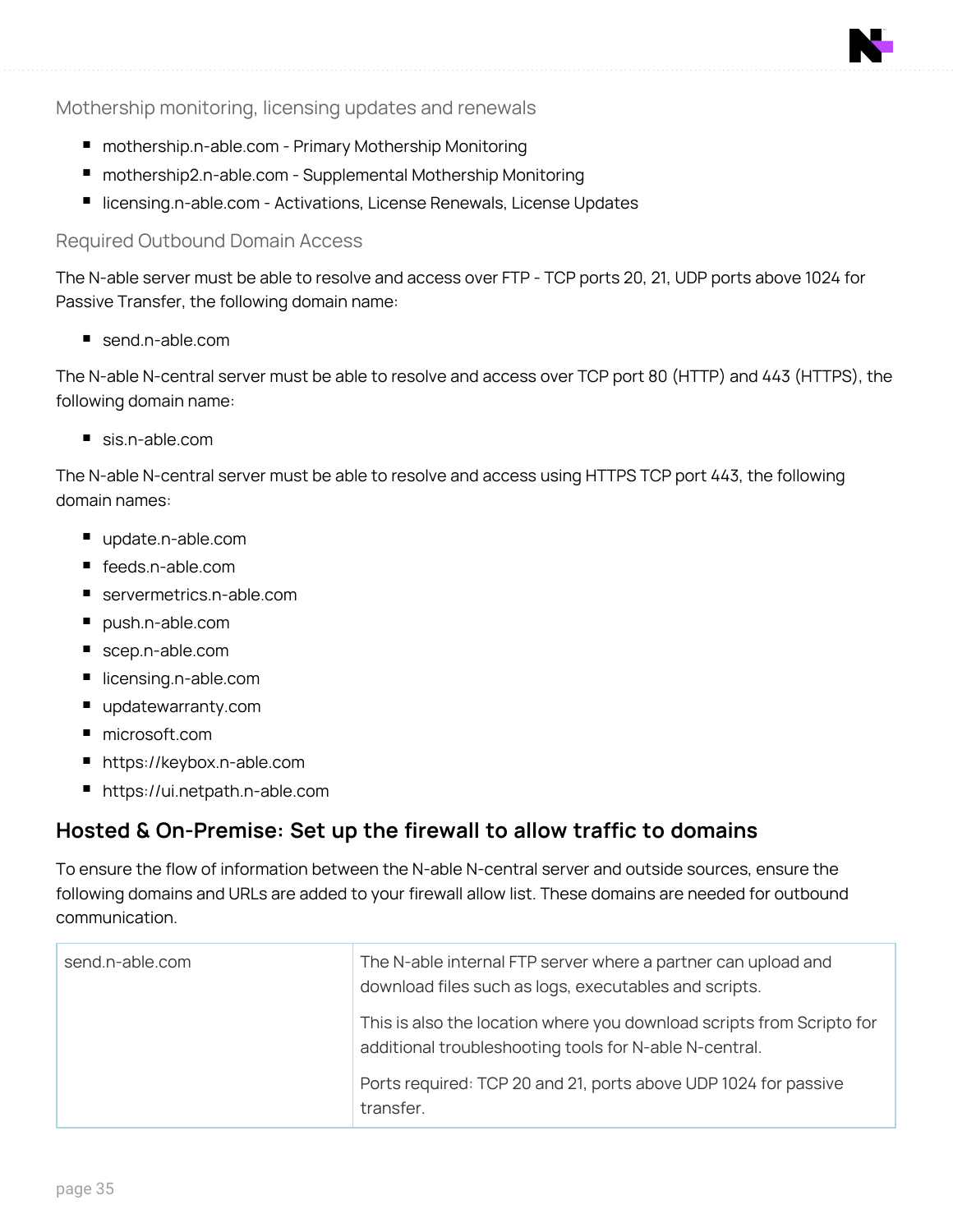### Mothership monitoring, licensing updates and renewals

- mothership.n-able.com - Primary Mothership Monitoring
- mothership2.n-able.com - Supplemental Mothership Monitoring
- licensing.n-able.com - Activations, License Renewals, License Updates

### Required Outbound Domain Access

The N-able server must be able to resolve and access over FTP - TCP ports 20, 21, UDP ports above 1024 for Passive Transfer, the following domain name:

- send.n-able.com

The N-able N-central server must be able to resolve and access over TCP port 80 (HTTP) and 443 (HTTPS), the following domain name:

- sis.n-able.com

The N-able N-central server must be able to resolve and access using HTTPS TCP port 443, the following domain names:

- update.n-able.com
- feeds.n-able.com
- servermetrics.n-able.com
- push.n-able.com
- scep.n-able.com
- licensing.n-able.com
- updatewarranty.com
- microsoft.com
- https://keybox.n-able.com
- https://ui.netpath.n-able.com

## Hosted & On-Premise: Set up the firewall to allow traffic to domains

To ensure the flow of information between the N-able N-central server and outside sources, ensure the following domains and URLs are added to your firewall allow list. These domains are needed for outbound communication.

| | |
|---|---|
| send.n-able.com | The N-able internal FTP server where a partner can upload and download files such as logs, executables and scripts.<br><br>This is also the location where you download scripts from Scripto for additional troubleshooting tools for N-able N-central.<br><br>Ports required: TCP 20 and 21, ports above UDP 1024 for passive transfer. |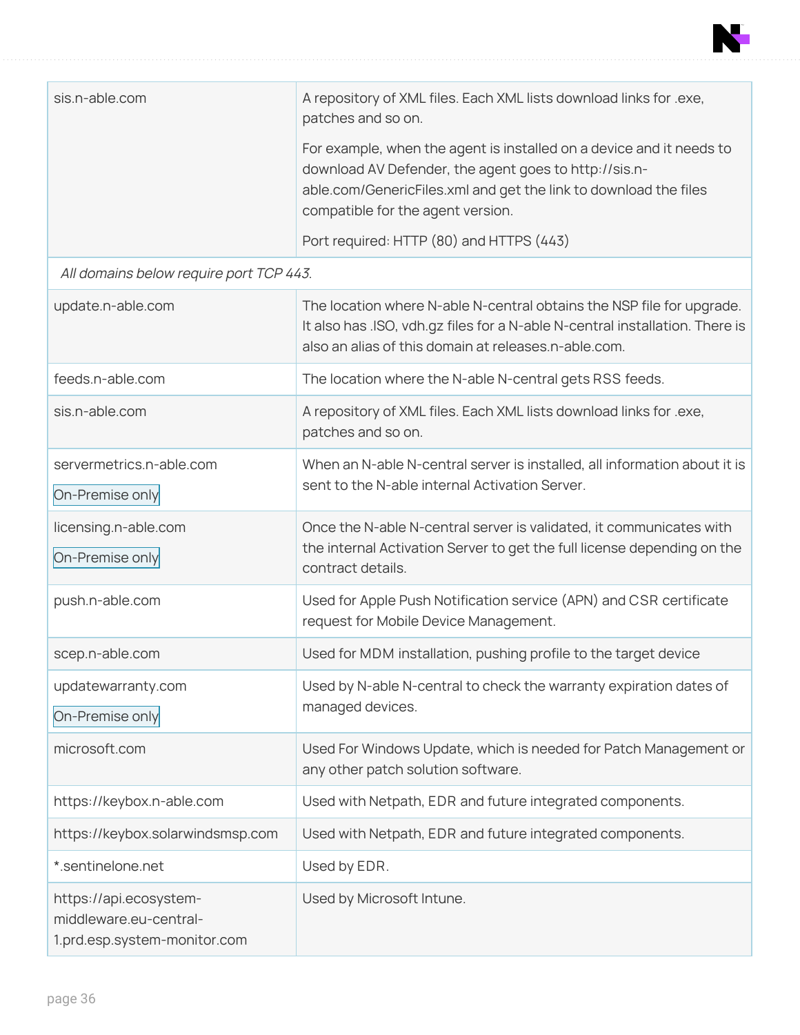| | |
|---|---|
| sis.n-able.com | A repository of XML files. Each XML lists download links for .exe, patches and so on.<br><br>For example, when the agent is installed on a device and it needs to download AV Defender, the agent goes to http://sis.n-able.com/GenericFiles.xml and get the link to download the files compatible for the agent version.<br><br>Port required: HTTP (80) and HTTPS (443) |
| *All domains below require port TCP 443.* | |
| update.n-able.com | The location where N-able N-central obtains the NSP file for upgrade. It also has .ISO, vdh.gz files for a N-able N-central installation. There is also an alias of this domain at releases.n-able.com. |
| feeds.n-able.com | The location where the N-able N-central gets RSS feeds. |
| sis.n-able.com | A repository of XML files. Each XML lists download links for .exe, patches and so on. |
| servermetrics.n-able.com<br><br>On-Premise only | When an N-able N-central server is installed, all information about it is sent to the N-able internal Activation Server. |
| licensing.n-able.com<br><br>On-Premise only | Once the N-able N-central server is validated, it communicates with the internal Activation Server to get the full license depending on the contract details. |
| push.n-able.com | Used for Apple Push Notification service (APN) and CSR certificate request for Mobile Device Management. |
| scep.n-able.com | Used for MDM installation, pushing profile to the target device |
| updatewarranty.com<br><br>On-Premise only | Used by N-able N-central to check the warranty expiration dates of managed devices. |
| microsoft.com | Used For Windows Update, which is needed for Patch Management or any other patch solution software. |
| https://keybox.n-able.com | Used with Netpath, EDR and future integrated components. |
| https://keybox.solarwindsmsp.com | Used with Netpath, EDR and future integrated components. |
| *.sentinelone.net | Used by EDR. |
| https://api.ecosystem-middleware.eu-central-1.prd.esp.system-monitor.com | Used by Microsoft Intune. |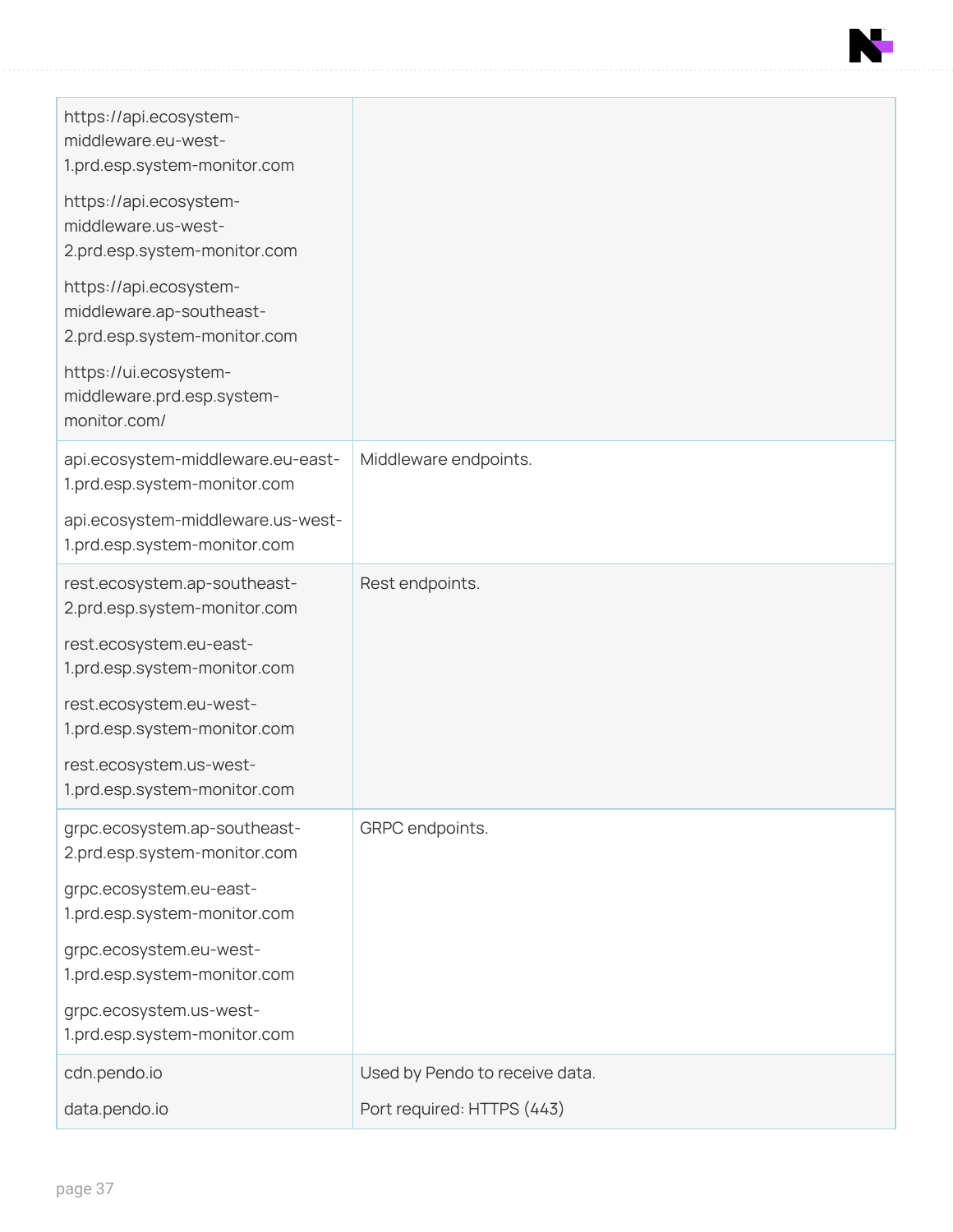| | |
|---|---|
| https://api.ecosystem-middleware.eu-west-1.prd.esp.system-monitor.com<br><br>https://api.ecosystem-middleware.us-west-2.prd.esp.system-monitor.com<br><br>https://api.ecosystem-middleware.ap-southeast-2.prd.esp.system-monitor.com<br><br>https://ui.ecosystem-middleware.prd.esp.system-monitor.com/ | |
| api.ecosystem-middleware.eu-east-1.prd.esp.system-monitor.com<br><br>api.ecosystem-middleware.us-west-1.prd.esp.system-monitor.com | Middleware endpoints. |
| rest.ecosystem.ap-southeast-2.prd.esp.system-monitor.com<br><br>rest.ecosystem.eu-east-1.prd.esp.system-monitor.com<br><br>rest.ecosystem.eu-west-1.prd.esp.system-monitor.com<br><br>rest.ecosystem.us-west-1.prd.esp.system-monitor.com | Rest endpoints. |
| grpc.ecosystem.ap-southeast-2.prd.esp.system-monitor.com<br><br>grpc.ecosystem.eu-east-1.prd.esp.system-monitor.com<br><br>grpc.ecosystem.eu-west-1.prd.esp.system-monitor.com<br><br>grpc.ecosystem.us-west-1.prd.esp.system-monitor.com | GRPC endpoints. |
| cdn.pendo.io<br><br>data.pendo.io | Used by Pendo to receive data.<br><br>Port required: HTTPS (443) |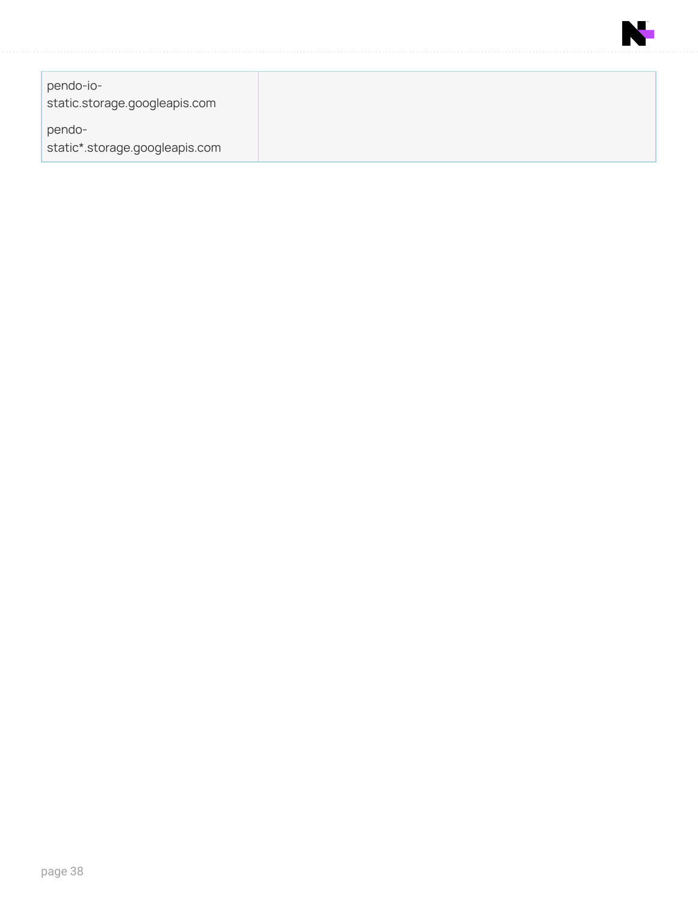| | |
|---|---|
| pendo-io-static.storage.googleapis.com<br><br>pendo-static*.storage.googleapis.com | |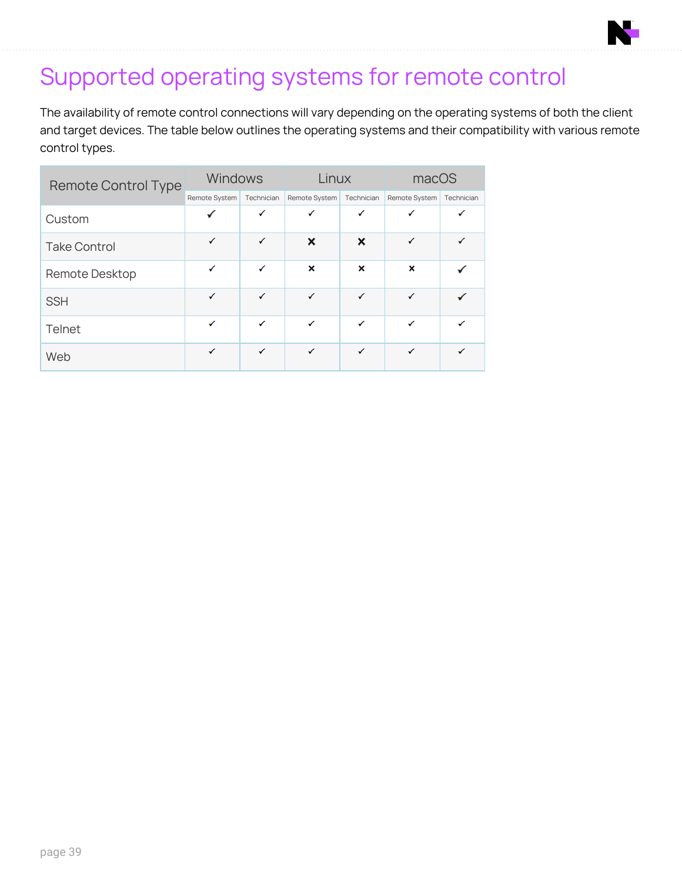# Supported operating systems for remote control

The availability of remote control connections will vary depending on the operating systems of both the client and target devices. The table below outlines the operating systems and their compatibility with various remote control types.

| Remote Control Type | Windows | | Linux | | macOS | |
|---|---|---|---|---|---|---|
| | Remote System | Technician | Remote System | Technician | Remote System | Technician |
| Custom | ✓ | ✓ | ✓ | ✓ | ✓ | ✓ |
| Take Control | ✓ | ✓ | ✗ | ✗ | ✓ | ✓ |
| Remote Desktop | ✓ | ✓ | ✗ | ✗ | ✗ | ✓ |
| SSH | ✓ | ✓ | ✓ | ✓ | ✓ | ✓ |
| Telnet | ✓ | ✓ | ✓ | ✓ | ✓ | ✓ |
| Web | ✓ | ✓ | ✓ | ✓ | ✓ | ✓ |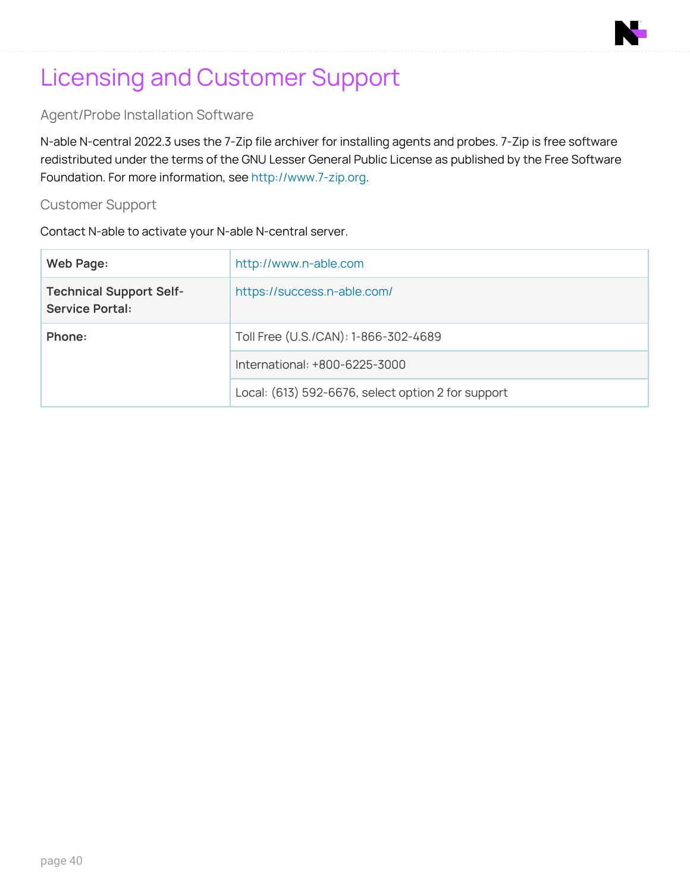# Licensing and Customer Support

## Agent/Probe Installation Software

N-able N-central 2022.3 uses the 7-Zip file archiver for installing agents and probes. 7-Zip is free software redistributed under the terms of the GNU Lesser General Public License as published by the Free Software Foundation. For more information, see http://www.7-zip.org.

## Customer Support

Contact N-able to activate your N-able N-central server.

| | |
|---|---|
| **Web Page:** | http://www.n-able.com |
| **Technical Support Self-Service Portal:** | https://success.n-able.com/ |
| **Phone:** | Toll Free (U.S./CAN): 1-866-302-4689 |
| | International: +800-6225-3000 |
| | Local: (613) 592-6676, select option 2 for support |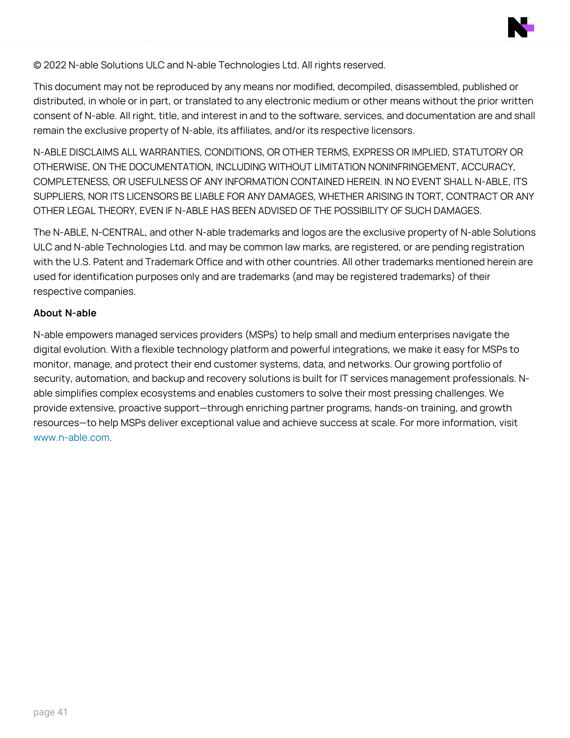© 2022 N-able Solutions ULC and N-able Technologies Ltd. All rights reserved.

This document may not be reproduced by any means nor modified, decompiled, disassembled, published or distributed, in whole or in part, or translated to any electronic medium or other means without the prior written consent of N-able. All right, title, and interest in and to the software, services, and documentation are and shall remain the exclusive property of N-able, its affiliates, and/or its respective licensors.

N-ABLE DISCLAIMS ALL WARRANTIES, CONDITIONS, OR OTHER TERMS, EXPRESS OR IMPLIED, STATUTORY OR OTHERWISE, ON THE DOCUMENTATION, INCLUDING WITHOUT LIMITATION NONINFRINGEMENT, ACCURACY, COMPLETENESS, OR USEFULNESS OF ANY INFORMATION CONTAINED HEREIN. IN NO EVENT SHALL N-ABLE, ITS SUPPLIERS, NOR ITS LICENSORS BE LIABLE FOR ANY DAMAGES, WHETHER ARISING IN TORT, CONTRACT OR ANY OTHER LEGAL THEORY, EVEN IF N-ABLE HAS BEEN ADVISED OF THE POSSIBILITY OF SUCH DAMAGES.

The N-ABLE, N-CENTRAL, and other N-able trademarks and logos are the exclusive property of N-able Solutions ULC and N-able Technologies Ltd. and may be common law marks, are registered, or are pending registration with the U.S. Patent and Trademark Office and with other countries. All other trademarks mentioned herein are used for identification purposes only and are trademarks (and may be registered trademarks) of their respective companies.

**About N-able**

N-able empowers managed services providers (MSPs) to help small and medium enterprises navigate the digital evolution. With a flexible technology platform and powerful integrations, we make it easy for MSPs to monitor, manage, and protect their end customer systems, data, and networks. Our growing portfolio of security, automation, and backup and recovery solutions is built for IT services management professionals. N-able simplifies complex ecosystems and enables customers to solve their most pressing challenges. We provide extensive, proactive support—through enriching partner programs, hands-on training, and growth resources—to help MSPs deliver exceptional value and achieve success at scale. For more information, visit www.n-able.com.